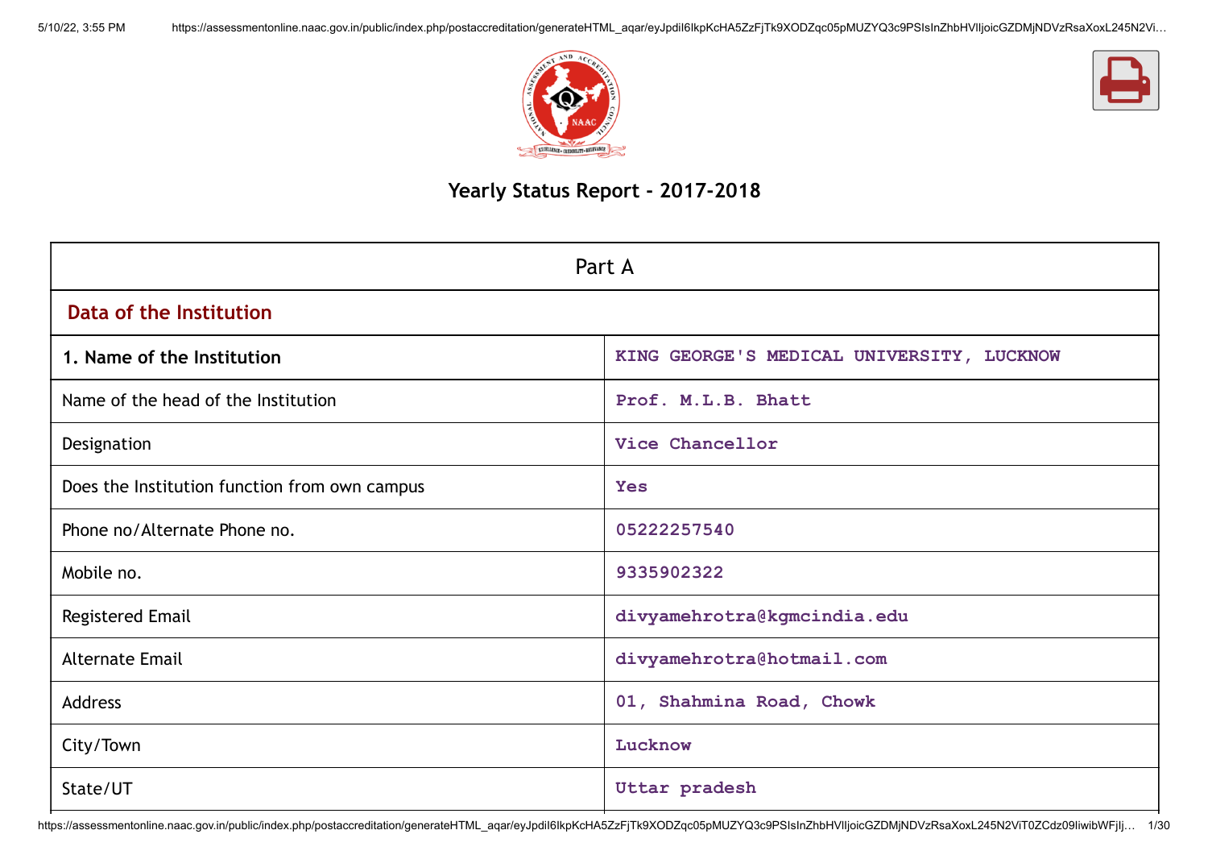# Yearly Status Report - 2017-2018

| Part A | |
|---|---|
| **Data of the Institution** | |
| **1. Name of the Institution** | KING GEORGE'S MEDICAL UNIVERSITY, LUCKNOW |
| Name of the head of the Institution | Prof. M.L.B. Bhatt |
| Designation | Vice Chancellor |
| Does the Institution function from own campus | Yes |
| Phone no/Alternate Phone no. | 05222257540 |
| Mobile no. | 9335902322 |
| Registered Email | divyamehrotra@kgmcindia.edu |
| Alternate Email | divyamehrotra@hotmail.com |
| Address | 01, Shahmina Road, Chowk |
| City/Town | Lucknow |
| State/UT | Uttar pradesh |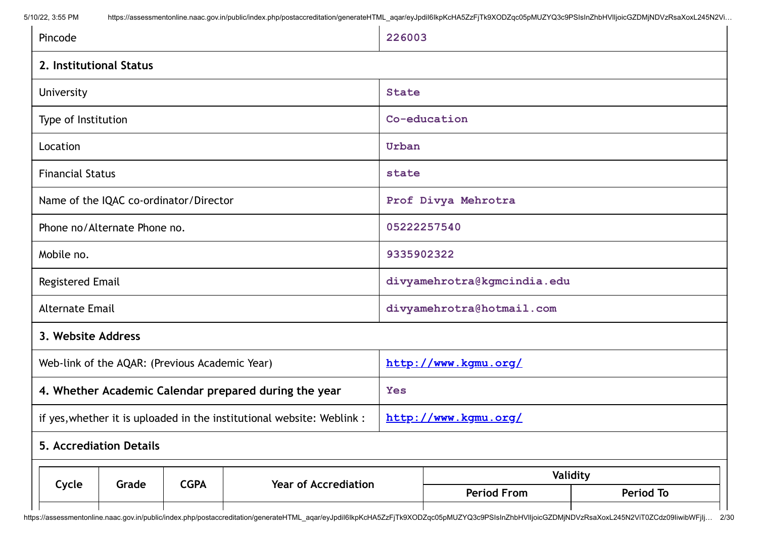| | |
|---|---|
| Pincode | 226003 |

**2. Institutional Status**

| | |
|---|---|
| University | State |
| Type of Institution | Co-education |
| Location | Urban |
| Financial Status | state |
| Name of the IQAC co-ordinator/Director | Prof Divya Mehrotra |
| Phone no/Alternate Phone no. | 05222257540 |
| Mobile no. | 9335902322 |
| Registered Email | divyamehrotra@kgmcindia.edu |
| Alternate Email | divyamehrotra@hotmail.com |

**3. Website Address**

| | |
|---|---|
| Web-link of the AQAR: (Previous Academic Year) | http://www.kgmu.org/ |
| **4. Whether Academic Calendar prepared during the year** | Yes |
| if yes,whether it is uploaded in the institutional website: Weblink : | http://www.kgmu.org/ |

**5. Accrediation Details**

| Cycle | Grade | CGPA | Year of Accrediation | Validity | |
|---|---|---|---|---|---|
| | | | | Period From | Period To |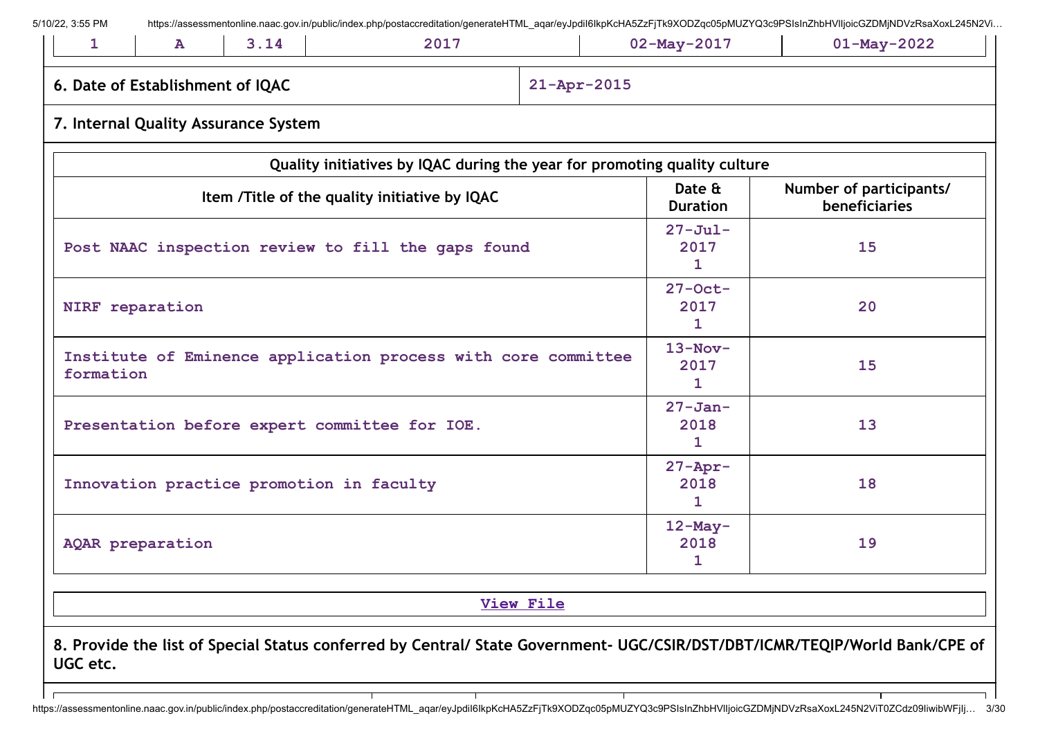| 1 | A | 3.14 | 2017 | 02-May-2017 | 01-May-2022 |
|---|---|---|---|---|---|

| 6. Date of Establishment of IQAC | 21-Apr-2015 |
|---|---|

**7. Internal Quality Assurance System**

| Quality initiatives by IQAC during the year for promoting quality culture | | |
|---|---|---|
| Item /Title of the quality initiative by IQAC | Date & Duration | Number of participants/ beneficiaries |
| Post NAAC inspection review to fill the gaps found | 27-Jul-2017 1 | 15 |
| NIRF reparation | 27-Oct-2017 1 | 20 |
| Institute of Eminence application process with core committee formation | 13-Nov-2017 1 | 15 |
| Presentation before expert committee for IOE. | 27-Jan-2018 1 | 13 |
| Innovation practice promotion in faculty | 27-Apr-2018 1 | 18 |
| AQAR preparation | 12-May-2018 1 | 19 |

View File

**8. Provide the list of Special Status conferred by Central/ State Government- UGC/CSIR/DST/DBT/ICMR/TEQIP/World Bank/CPE of UGC etc.**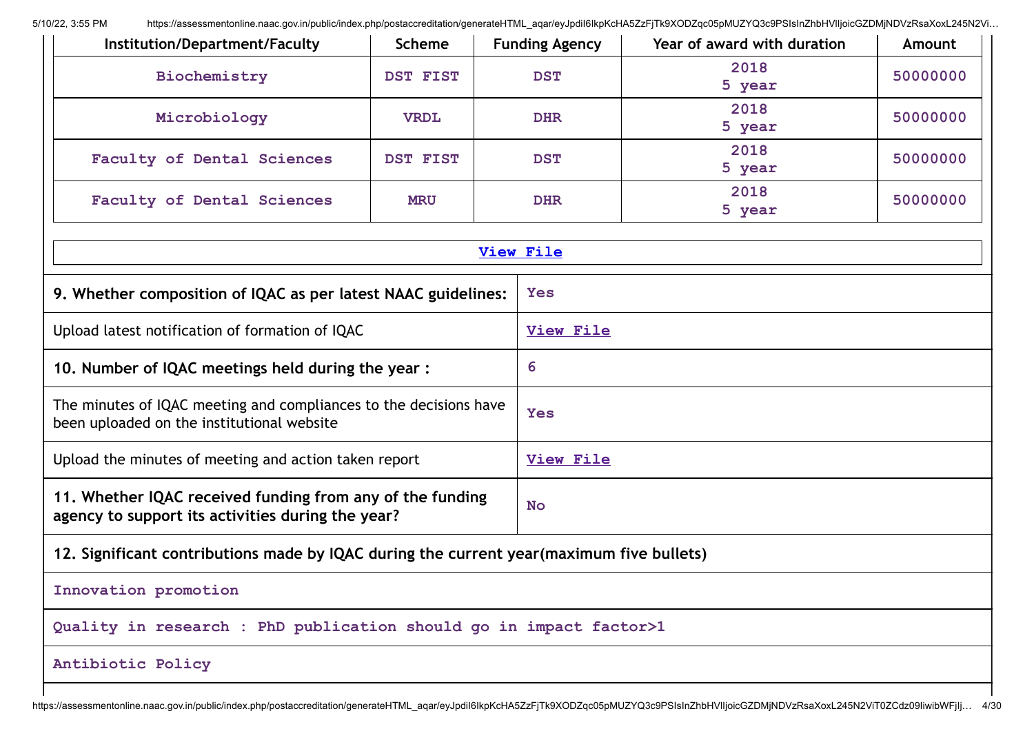| Institution/Department/Faculty | Scheme | Funding Agency | Year of award with duration | Amount |
|---|---|---|---|---|
| Biochemistry | DST FIST | DST | 2018 5 year | 50000000 |
| Microbiology | VRDL | DHR | 2018 5 year | 50000000 |
| Faculty of Dental Sciences | DST FIST | DST | 2018 5 year | 50000000 |
| Faculty of Dental Sciences | MRU | DHR | 2018 5 year | 50000000 |

View File

| | |
|---|---|
| **9. Whether composition of IQAC as per latest NAAC guidelines:** | Yes |
| Upload latest notification of formation of IQAC | View File |
| **10. Number of IQAC meetings held during the year :** | 6 |
| The minutes of IQAC meeting and compliances to the decisions have been uploaded on the institutional website | Yes |
| Upload the minutes of meeting and action taken report | View File |
| **11. Whether IQAC received funding from any of the funding agency to support its activities during the year?** | No |

**12. Significant contributions made by IQAC during the current year(maximum five bullets)**

Innovation promotion

Quality in research : PhD publication should go in impact factor>1

Antibiotic Policy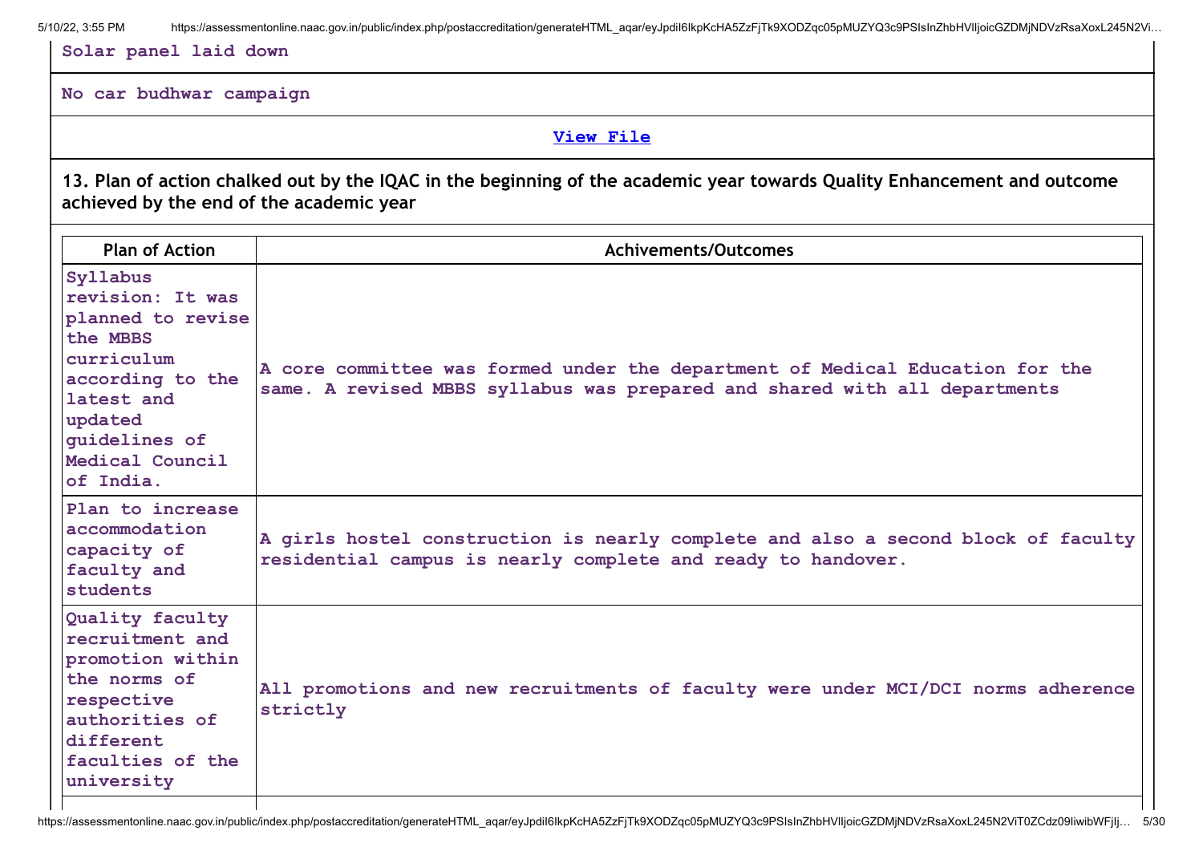Solar panel laid down

No car budhwar campaign

View File

**13. Plan of action chalked out by the IQAC in the beginning of the academic year towards Quality Enhancement and outcome achieved by the end of the academic year**

| Plan of Action | Achivements/Outcomes |
|---|---|
| Syllabus revision: It was planned to revise the MBBS curriculum according to the latest and updated guidelines of Medical Council of India. | A core committee was formed under the department of Medical Education for the same. A revised MBBS syllabus was prepared and shared with all departments |
| Plan to increase accommodation capacity of faculty and students | A girls hostel construction is nearly complete and also a second block of faculty residential campus is nearly complete and ready to handover. |
| Quality faculty recruitment and promotion within the norms of respective authorities of different faculties of the university | All promotions and new recruitments of faculty were under MCI/DCI norms adherence strictly |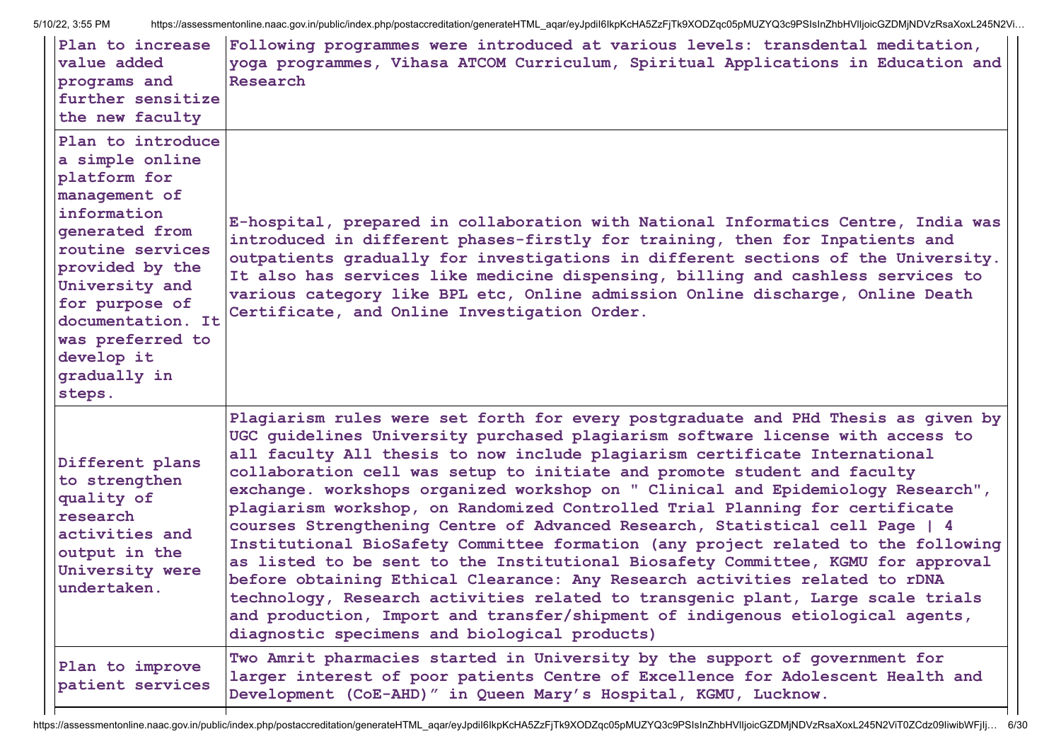| | |
|---|---|
| Plan to increase value added programs and further sensitize the new faculty | Following programmes were introduced at various levels: transdental meditation, yoga programmes, Vihasa ATCOM Curriculum, Spiritual Applications in Education and Research |
| Plan to introduce a simple online platform for management of information generated from routine services provided by the University and for purpose of documentation. It was preferred to develop it gradually in steps. | E-hospital, prepared in collaboration with National Informatics Centre, India was introduced in different phases-firstly for training, then for Inpatients and outpatients gradually for investigations in different sections of the University. It also has services like medicine dispensing, billing and cashless services to various category like BPL etc, Online admission Online discharge, Online Death Certificate, and Online Investigation Order. |
| Different plans to strengthen quality of research activities and output in the University were undertaken. | Plagiarism rules were set forth for every postgraduate and PHd Thesis as given by UGC guidelines University purchased plagiarism software license with access to all faculty All thesis to now include plagiarism certificate International collaboration cell was setup to initiate and promote student and faculty exchange. workshops organized workshop on " Clinical and Epidemiology Research", plagiarism workshop, on Randomized Controlled Trial Planning for certificate courses Strengthening Centre of Advanced Research, Statistical cell Page \| 4 Institutional BioSafety Committee formation (any project related to the following as listed to be sent to the Institutional Biosafety Committee, KGMU for approval before obtaining Ethical Clearance: Any Research activities related to rDNA technology, Research activities related to transgenic plant, Large scale trials and production, Import and transfer/shipment of indigenous etiological agents, diagnostic specimens and biological products) |
| Plan to improve patient services | Two Amrit pharmacies started in University by the support of government for larger interest of poor patients Centre of Excellence for Adolescent Health and Development (CoE-AHD)" in Queen Mary's Hospital, KGMU, Lucknow. |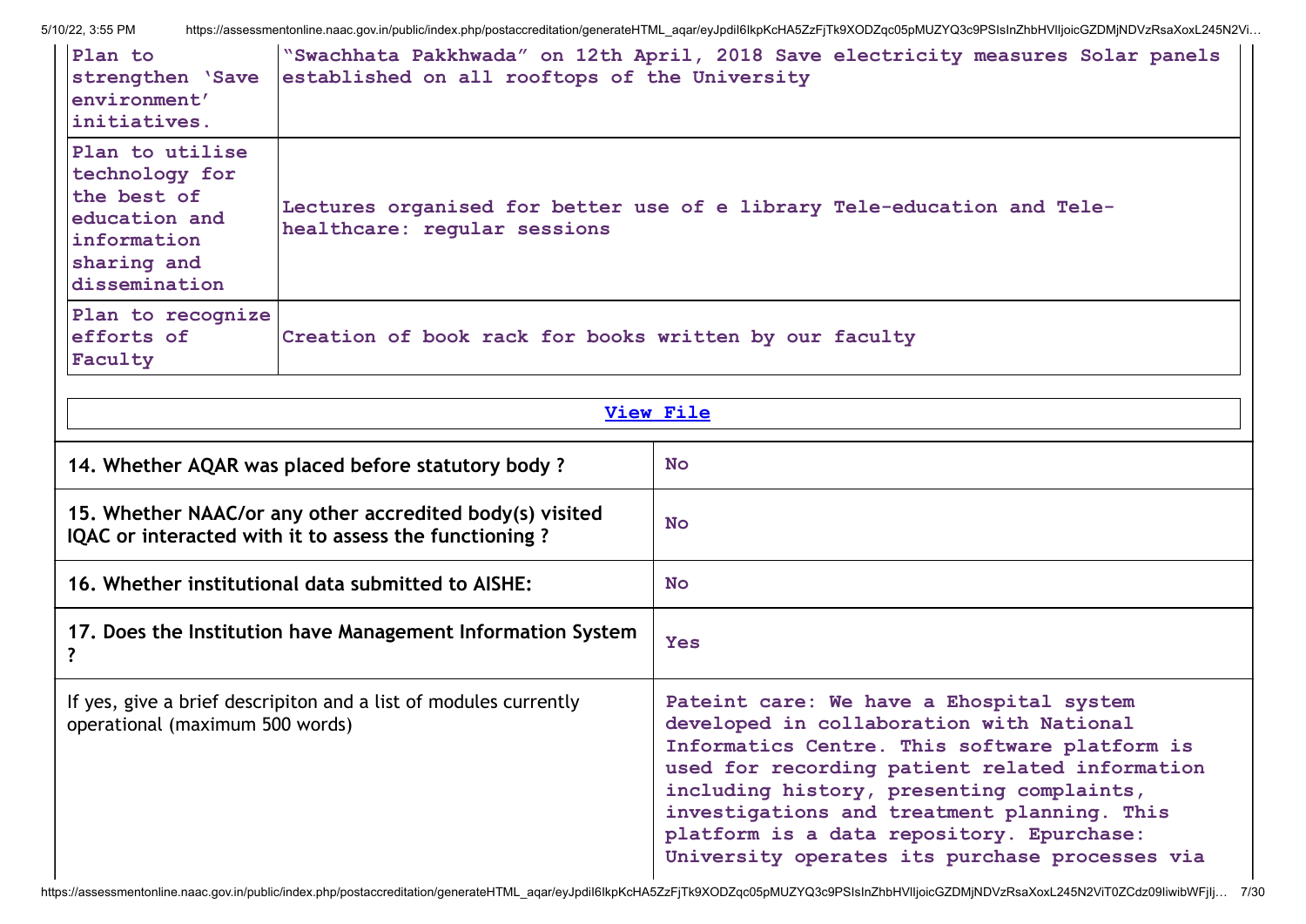| | |
|---|---|
| Plan to strengthen 'Save environment' initiatives. | "Swachhata Pakkhwada" on 12th April, 2018 Save electricity measures Solar panels established on all rooftops of the University |
| Plan to utilise technology for the best of education and information sharing and dissemination | Lectures organised for better use of e library Tele-education and Tele-healthcare: regular sessions |
| Plan to recognize efforts of Faculty | Creation of book rack for books written by our faculty |

[View File]

| | |
|---|---|
| **14. Whether AQAR was placed before statutory body ?** | **No** |
| **15. Whether NAAC/or any other accredited body(s) visited IQAC or interacted with it to assess the functioning ?** | **No** |
| **16. Whether institutional data submitted to AISHE:** | **No** |
| **17. Does the Institution have Management Information System ?** | **Yes** |
| If yes, give a brief descripiton and a list of modules currently operational (maximum 500 words) | Pateint care: We have a Ehospital system developed in collaboration with National Informatics Centre. This software platform is used for recording patient related information including history, presenting complaints, investigations and treatment planning. This platform is a data repository. Epurchase: University operates its purchase processes via |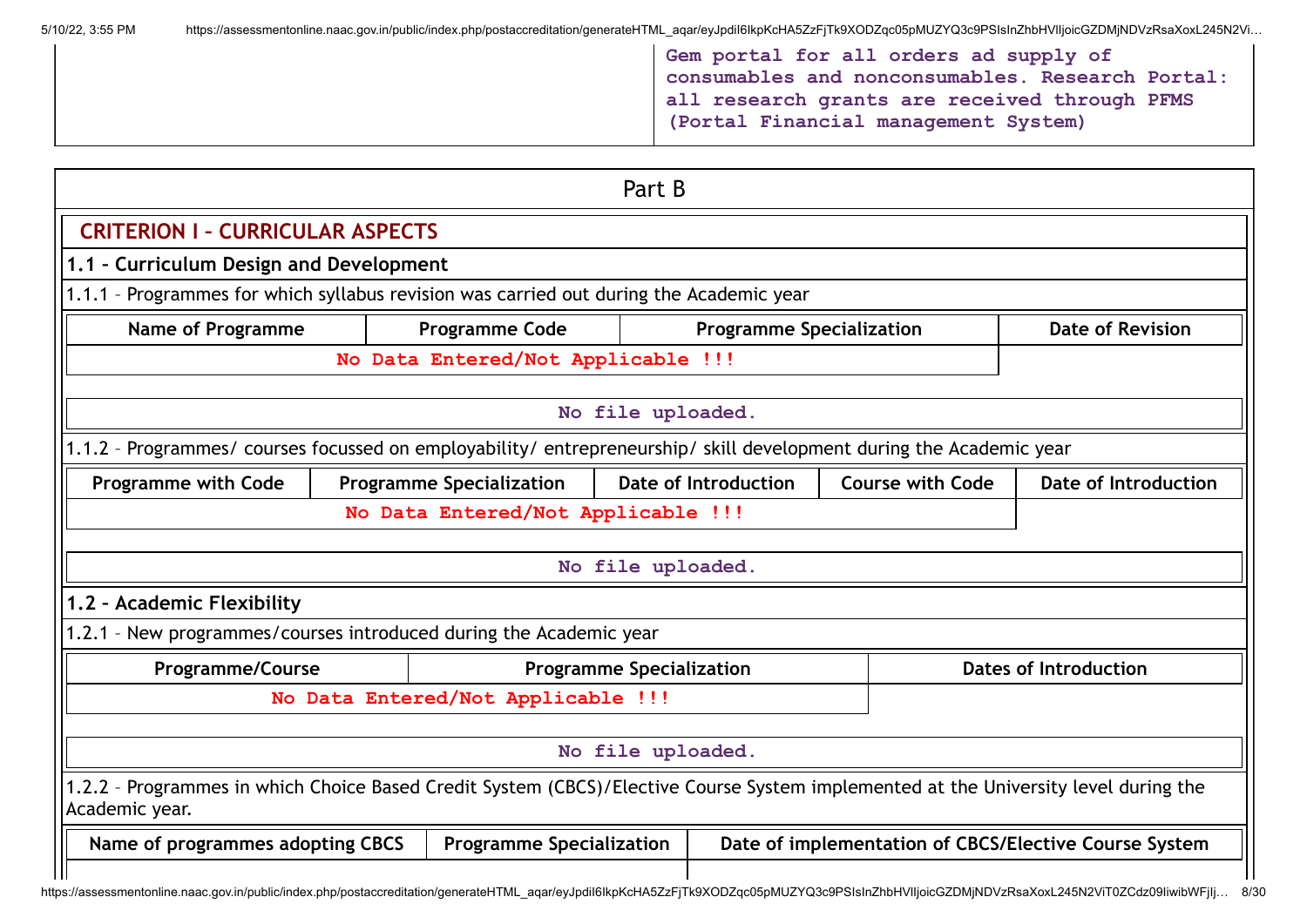| | Gem portal for all orders ad supply of consumables and nonconsumables. Research Portal: all research grants are received through PFMS (Portal Financial management System) |
|---|---|

## Part B

### CRITERION I – CURRICULAR ASPECTS

**1.1 – Curriculum Design and Development**

1.1.1 – Programmes for which syllabus revision was carried out during the Academic year

| Name of Programme | Programme Code | Programme Specialization | Date of Revision |
|---|---|---|---|
| No Data Entered/Not Applicable !!! | | | |

No file uploaded.

1.1.2 – Programmes/ courses focussed on employability/ entrepreneurship/ skill development during the Academic year

| Programme with Code | Programme Specialization | Date of Introduction | Course with Code | Date of Introduction |
|---|---|---|---|---|
| No Data Entered/Not Applicable !!! | | | | |

No file uploaded.

**1.2 – Academic Flexibility**

1.2.1 – New programmes/courses introduced during the Academic year

| Programme/Course | Programme Specialization | Dates of Introduction |
|---|---|---|
| No Data Entered/Not Applicable !!! | | |

No file uploaded.

1.2.2 – Programmes in which Choice Based Credit System (CBCS)/Elective Course System implemented at the University level during the Academic year.

| Name of programmes adopting CBCS | Programme Specialization | Date of implementation of CBCS/Elective Course System |
|---|---|---|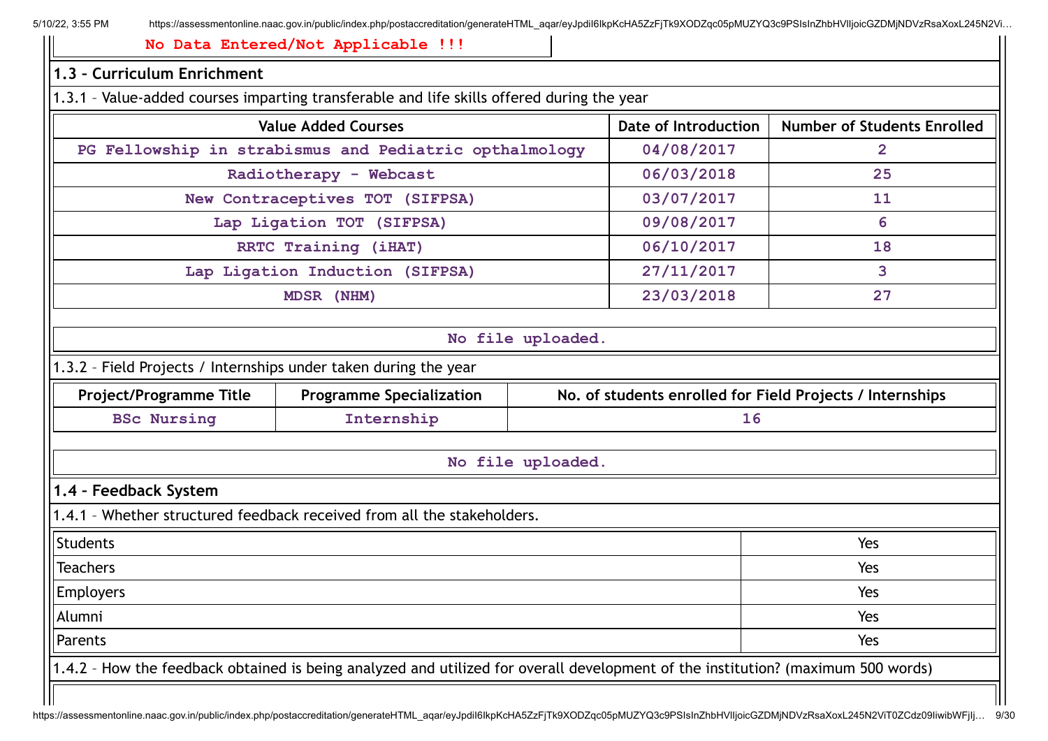No Data Entered/Not Applicable !!!

## 1.3 – Curriculum Enrichment

1.3.1 – Value-added courses imparting transferable and life skills offered during the year

| Value Added Courses | Date of Introduction | Number of Students Enrolled |
|---|---|---|
| PG Fellowship in strabismus and Pediatric opthalmology | 04/08/2017 | 2 |
| Radiotherapy - Webcast | 06/03/2018 | 25 |
| New Contraceptives TOT (SIFPSA) | 03/07/2017 | 11 |
| Lap Ligation TOT (SIFPSA) | 09/08/2017 | 6 |
| RRTC Training (iHAT) | 06/10/2017 | 18 |
| Lap Ligation Induction (SIFPSA) | 27/11/2017 | 3 |
| MDSR (NHM) | 23/03/2018 | 27 |

No file uploaded.

1.3.2 – Field Projects / Internships under taken during the year

| Project/Programme Title | Programme Specialization | No. of students enrolled for Field Projects / Internships |
|---|---|---|
| BSc Nursing | Internship | 16 |

No file uploaded.

## 1.4 – Feedback System

1.4.1 – Whether structured feedback received from all the stakeholders.

| | |
|---|---|
| Students | Yes |
| Teachers | Yes |
| Employers | Yes |
| Alumni | Yes |
| Parents | Yes |

1.4.2 – How the feedback obtained is being analyzed and utilized for overall development of the institution? (maximum 500 words)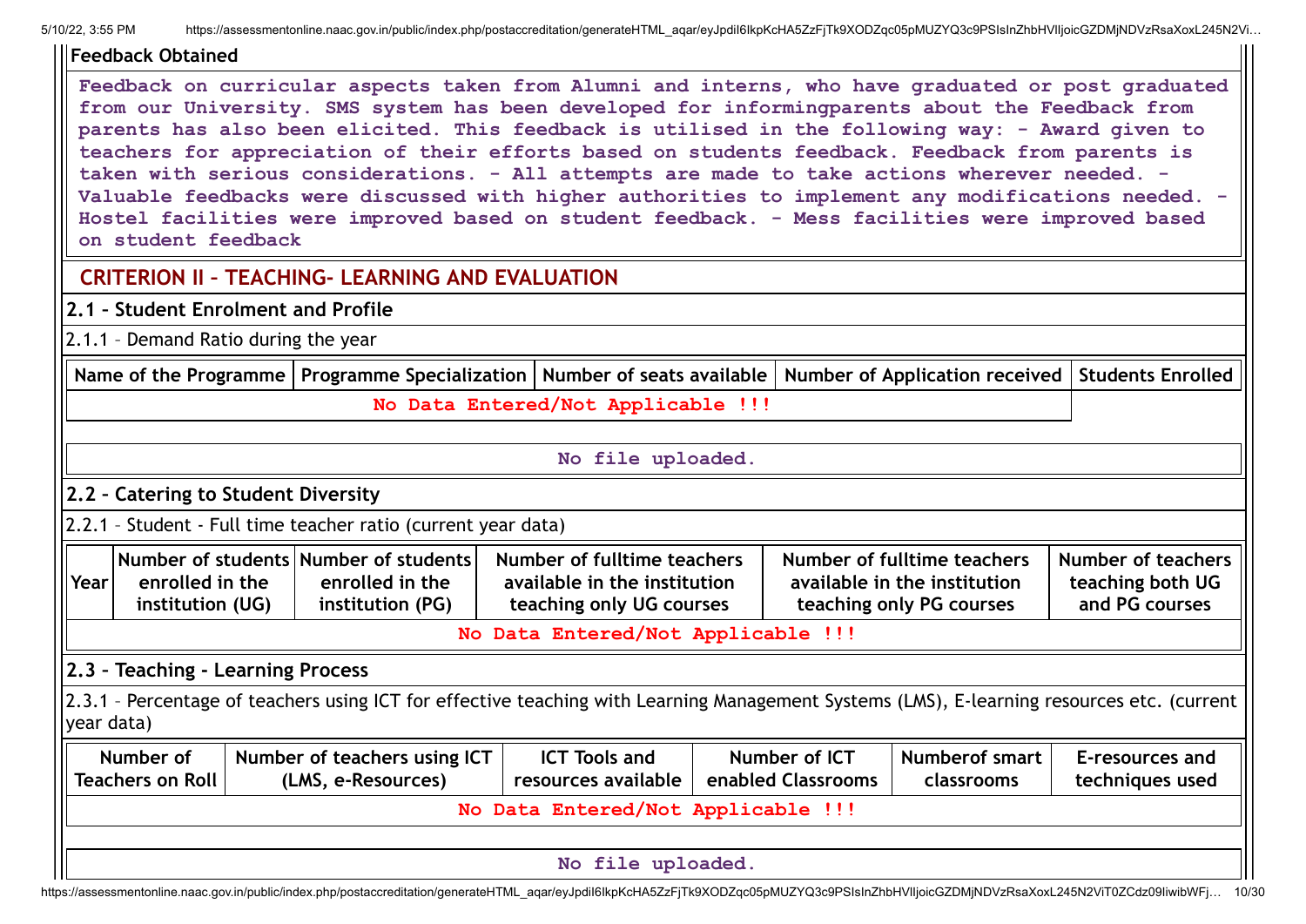**Feedback Obtained**

Feedback on curricular aspects taken from Alumni and interns, who have graduated or post graduated from our University. SMS system has been developed for informingparents about the Feedback from parents has also been elicited. This feedback is utilised in the following way: - Award given to teachers for appreciation of their efforts based on students feedback. Feedback from parents is taken with serious considerations. - All attempts are made to take actions wherever needed. - Valuable feedbacks were discussed with higher authorities to implement any modifications needed. - Hostel facilities were improved based on student feedback. - Mess facilities were improved based on student feedback

## CRITERION II – TEACHING- LEARNING AND EVALUATION

### 2.1 – Student Enrolment and Profile

2.1.1 – Demand Ratio during the year

| Name of the Programme | Programme Specialization | Number of seats available | Number of Application received | Students Enrolled |
|---|---|---|---|---|
| No Data Entered/Not Applicable !!! | | | | |

No file uploaded.

### 2.2 – Catering to Student Diversity

2.2.1 – Student - Full time teacher ratio (current year data)

| Year | Number of students enrolled in the institution (UG) | Number of students enrolled in the institution (PG) | Number of fulltime teachers available in the institution teaching only UG courses | Number of fulltime teachers available in the institution teaching only PG courses | Number of teachers teaching both UG and PG courses |
|---|---|---|---|---|---|
| No Data Entered/Not Applicable !!! | | | | | |

### 2.3 – Teaching - Learning Process

2.3.1 – Percentage of teachers using ICT for effective teaching with Learning Management Systems (LMS), E-learning resources etc. (current year data)

| Number of Teachers on Roll | Number of teachers using ICT (LMS, e-Resources) | ICT Tools and resources available | Number of ICT enabled Classrooms | Numberof smart classrooms | E-resources and techniques used |
|---|---|---|---|---|---|
| No Data Entered/Not Applicable !!! | | | | | |

No file uploaded.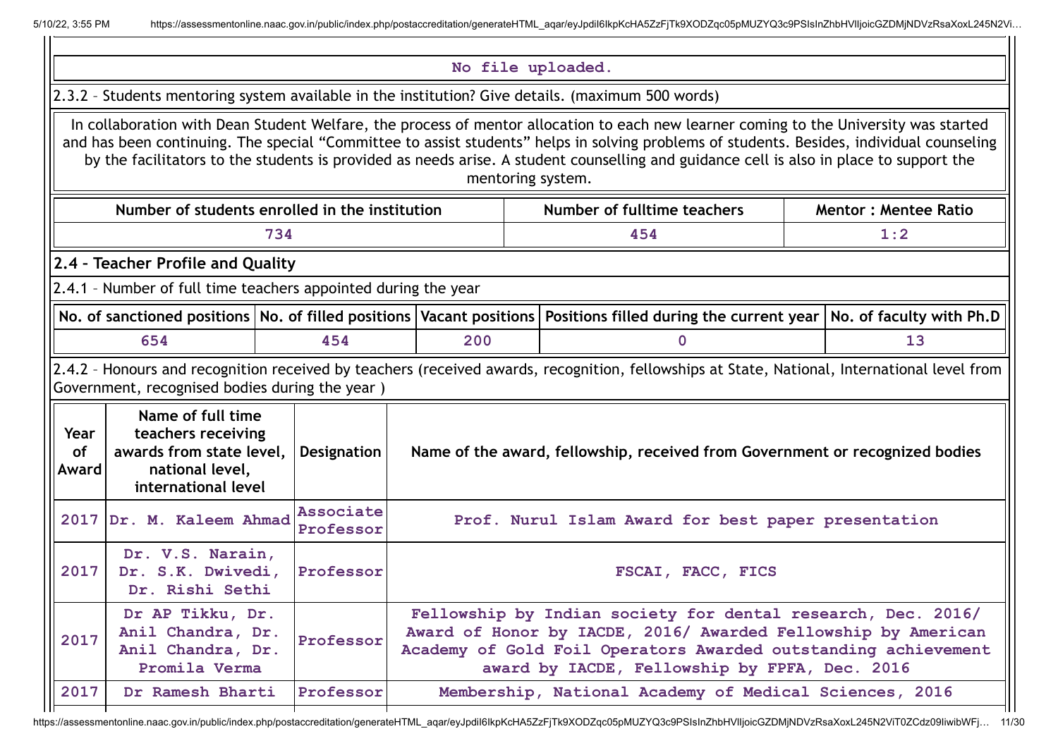No file uploaded.

2.3.2 – Students mentoring system available in the institution? Give details. (maximum 500 words)

In collaboration with Dean Student Welfare, the process of mentor allocation to each new learner coming to the University was started and has been continuing. The special "Committee to assist students" helps in solving problems of students. Besides, individual counseling by the facilitators to the students is provided as needs arise. A student counselling and guidance cell is also in place to support the mentoring system.

| Number of students enrolled in the institution | Number of fulltime teachers | Mentor : Mentee Ratio |
|---|---|---|
| 734 | 454 | 1:2 |

## 2.4 – Teacher Profile and Quality

2.4.1 – Number of full time teachers appointed during the year

| No. of sanctioned positions | No. of filled positions | Vacant positions | Positions filled during the current year | No. of faculty with Ph.D |
|---|---|---|---|---|
| 654 | 454 | 200 | 0 | 13 |

2.4.2 – Honours and recognition received by teachers (received awards, recognition, fellowships at State, National, International level from Government, recognised bodies during the year )

| Year of Award | Name of full time teachers receiving awards from state level, national level, international level | Designation | Name of the award, fellowship, received from Government or recognized bodies |
|---|---|---|---|
| 2017 | Dr. M. Kaleem Ahmad | Associate Professor | Prof. Nurul Islam Award for best paper presentation |
| 2017 | Dr. V.S. Narain, Dr. S.K. Dwivedi, Dr. Rishi Sethi | Professor | FSCAI, FACC, FICS |
| 2017 | Dr AP Tikku, Dr. Anil Chandra, Dr. Anil Chandra, Dr. Promila Verma | Professor | Fellowship by Indian society for dental research, Dec. 2016/ Award of Honor by IACDE, 2016/ Awarded Fellowship by American Academy of Gold Foil Operators Awarded outstanding achievement award by IACDE, Fellowship by FPFA, Dec. 2016 |
| 2017 | Dr Ramesh Bharti | Professor | Membership, National Academy of Medical Sciences, 2016 |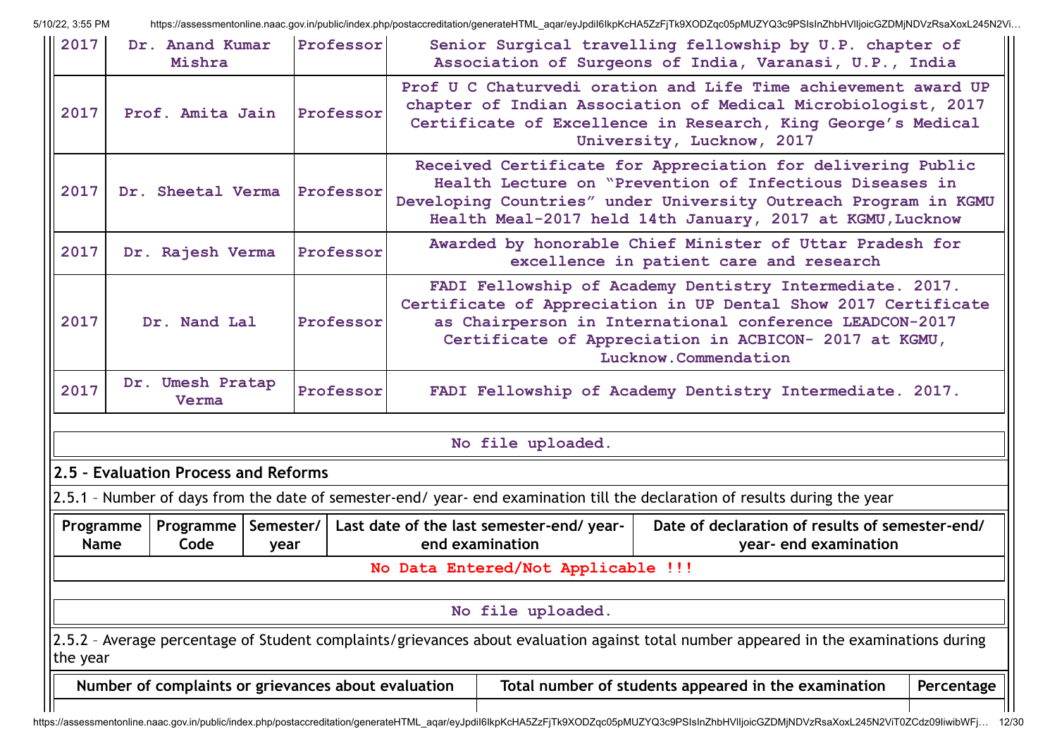| 2017 | Dr. Anand Kumar Mishra | Professor | Senior Surgical travelling fellowship by U.P. chapter of Association of Surgeons of India, Varanasi, U.P., India |
|---|---|---|---|
| 2017 | Prof. Amita Jain | Professor | Prof U C Chaturvedi oration and Life Time achievement award UP chapter of Indian Association of Medical Microbiologist, 2017 Certificate of Excellence in Research, King George's Medical University, Lucknow, 2017 |
| 2017 | Dr. Sheetal Verma | Professor | Received Certificate for Appreciation for delivering Public Health Lecture on "Prevention of Infectious Diseases in Developing Countries" under University Outreach Program in KGMU Health Meal-2017 held 14th January, 2017 at KGMU,Lucknow |
| 2017 | Dr. Rajesh Verma | Professor | Awarded by honorable Chief Minister of Uttar Pradesh for excellence in patient care and research |
| 2017 | Dr. Nand Lal | Professor | FADI Fellowship of Academy Dentistry Intermediate. 2017. Certificate of Appreciation in UP Dental Show 2017 Certificate as Chairperson in International conference LEADCON-2017 Certificate of Appreciation in ACBICON- 2017 at KGMU, Lucknow.Commendation |
| 2017 | Dr. Umesh Pratap Verma | Professor | FADI Fellowship of Academy Dentistry Intermediate. 2017. |

No file uploaded.

## 2.5 – Evaluation Process and Reforms

2.5.1 – Number of days from the date of semester-end/ year- end examination till the declaration of results during the year

| Programme Name | Programme Code | Semester/ year | Last date of the last semester-end/ year- end examination | Date of declaration of results of semester-end/ year- end examination |
|---|---|---|---|---|
| No Data Entered/Not Applicable !!! | | | | |

No file uploaded.

2.5.2 – Average percentage of Student complaints/grievances about evaluation against total number appeared in the examinations during the year

| Number of complaints or grievances about evaluation | Total number of students appeared in the examination | Percentage |
|---|---|---|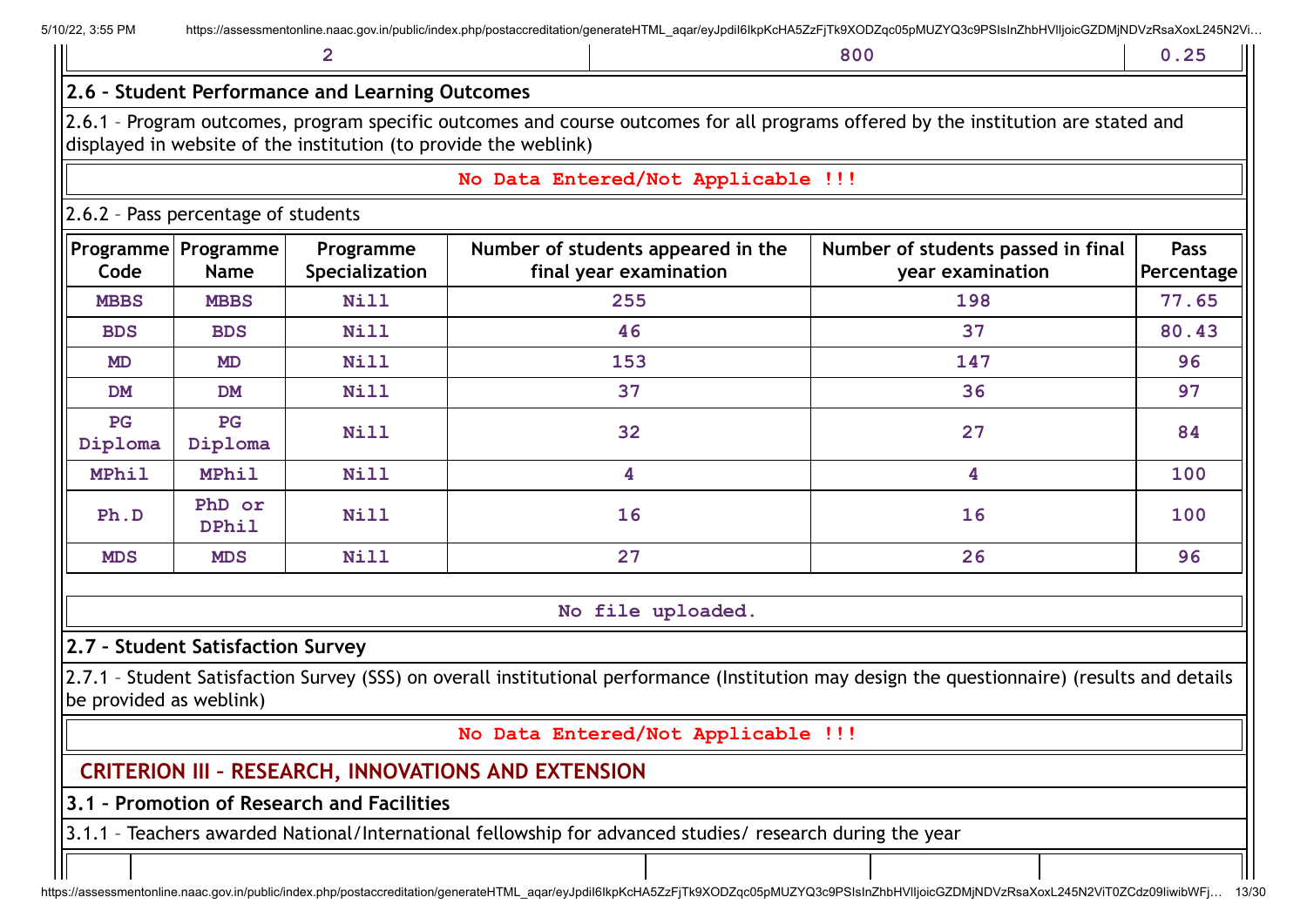| 2 | 800 | 0.25 |
|---|---|---|

## 2.6 – Student Performance and Learning Outcomes

2.6.1 – Program outcomes, program specific outcomes and course outcomes for all programs offered by the institution are stated and displayed in website of the institution (to provide the weblink)

**No Data Entered/Not Applicable !!!**

2.6.2 – Pass percentage of students

| Programme Code | Programme Name | Programme Specialization | Number of students appeared in the final year examination | Number of students passed in final year examination | Pass Percentage |
|---|---|---|---|---|---|
| MBBS | MBBS | Nill | 255 | 198 | 77.65 |
| BDS | BDS | Nill | 46 | 37 | 80.43 |
| MD | MD | Nill | 153 | 147 | 96 |
| DM | DM | Nill | 37 | 36 | 97 |
| PG Diploma | PG Diploma | Nill | 32 | 27 | 84 |
| MPhil | MPhil | Nill | 4 | 4 | 100 |
| Ph.D | PhD or DPhil | Nill | 16 | 16 | 100 |
| MDS | MDS | Nill | 27 | 26 | 96 |

No file uploaded.

## 2.7 – Student Satisfaction Survey

2.7.1 – Student Satisfaction Survey (SSS) on overall institutional performance (Institution may design the questionnaire) (results and details be provided as weblink)

**No Data Entered/Not Applicable !!!**

# CRITERION III – RESEARCH, INNOVATIONS AND EXTENSION

## 3.1 – Promotion of Research and Facilities

3.1.1 – Teachers awarded National/International fellowship for advanced studies/ research during the year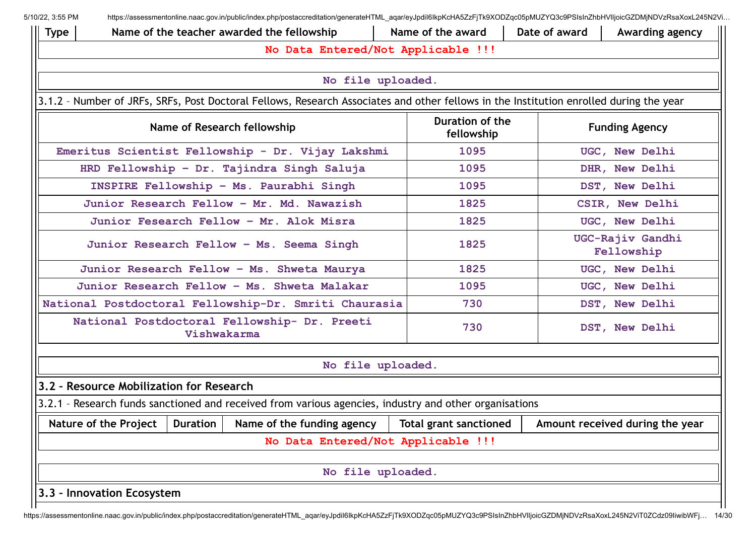| Type | Name of the teacher awarded the fellowship | Name of the award | Date of award | Awarding agency |
|---|---|---|---|---|
| No Data Entered/Not Applicable !!! | | | | |

No file uploaded.

3.1.2 – Number of JRFs, SRFs, Post Doctoral Fellows, Research Associates and other fellows in the Institution enrolled during the year

| Name of Research fellowship | Duration of the fellowship | Funding Agency |
|---|---|---|
| Emeritus Scientist Fellowship - Dr. Vijay Lakshmi | 1095 | UGC, New Delhi |
| HRD Fellowship – Dr. Tajindra Singh Saluja | 1095 | DHR, New Delhi |
| INSPIRE Fellowship – Ms. Paurabhi Singh | 1095 | DST, New Delhi |
| Junior Research Fellow – Mr. Md. Nawazish | 1825 | CSIR, New Delhi |
| Junior Fesearch Fellow – Mr. Alok Misra | 1825 | UGC, New Delhi |
| Junior Research Fellow – Ms. Seema Singh | 1825 | UGC-Rajiv Gandhi Fellowship |
| Junior Research Fellow – Ms. Shweta Maurya | 1825 | UGC, New Delhi |
| Junior Research Fellow – Ms. Shweta Malakar | 1095 | UGC, New Delhi |
| National Postdoctoral Fellowship-Dr. Smriti Chaurasia | 730 | DST, New Delhi |
| National Postdoctoral Fellowship- Dr. Preeti Vishwakarma | 730 | DST, New Delhi |

No file uploaded.

## 3.2 – Resource Mobilization for Research

3.2.1 – Research funds sanctioned and received from various agencies, industry and other organisations

| Nature of the Project | Duration | Name of the funding agency | Total grant sanctioned | Amount received during the year |
|---|---|---|---|---|
| No Data Entered/Not Applicable !!! | | | | |

No file uploaded.

## 3.3 – Innovation Ecosystem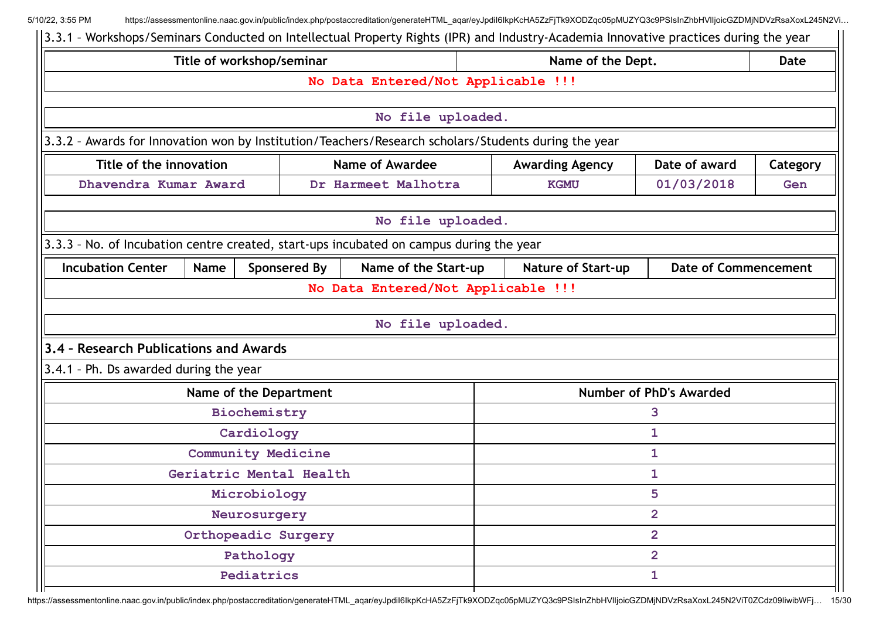3.3.1 – Workshops/Seminars Conducted on Intellectual Property Rights (IPR) and Industry-Academia Innovative practices during the year

| Title of workshop/seminar | Name of the Dept. | Date |
| --- | --- | --- |
| No Data Entered/Not Applicable !!! | | |

No file uploaded.

3.3.2 – Awards for Innovation won by Institution/Teachers/Research scholars/Students during the year

| Title of the innovation | Name of Awardee | Awarding Agency | Date of award | Category |
| --- | --- | --- | --- | --- |
| Dhavendra Kumar Award | Dr Harmeet Malhotra | KGMU | 01/03/2018 | Gen |

No file uploaded.

3.3.3 – No. of Incubation centre created, start-ups incubated on campus during the year

| Incubation Center | Name | Sponsered By | Name of the Start-up | Nature of Start-up | Date of Commencement |
| --- | --- | --- | --- | --- | --- |
| No Data Entered/Not Applicable !!! | | | | | |

No file uploaded.

## 3.4 – Research Publications and Awards

3.4.1 – Ph. Ds awarded during the year

| Name of the Department | Number of PhD's Awarded |
| --- | --- |
| Biochemistry | 3 |
| Cardiology | 1 |
| Community Medicine | 1 |
| Geriatric Mental Health | 1 |
| Microbiology | 5 |
| Neurosurgery | 2 |
| Orthopeadic Surgery | 2 |
| Pathology | 2 |
| Pediatrics | 1 |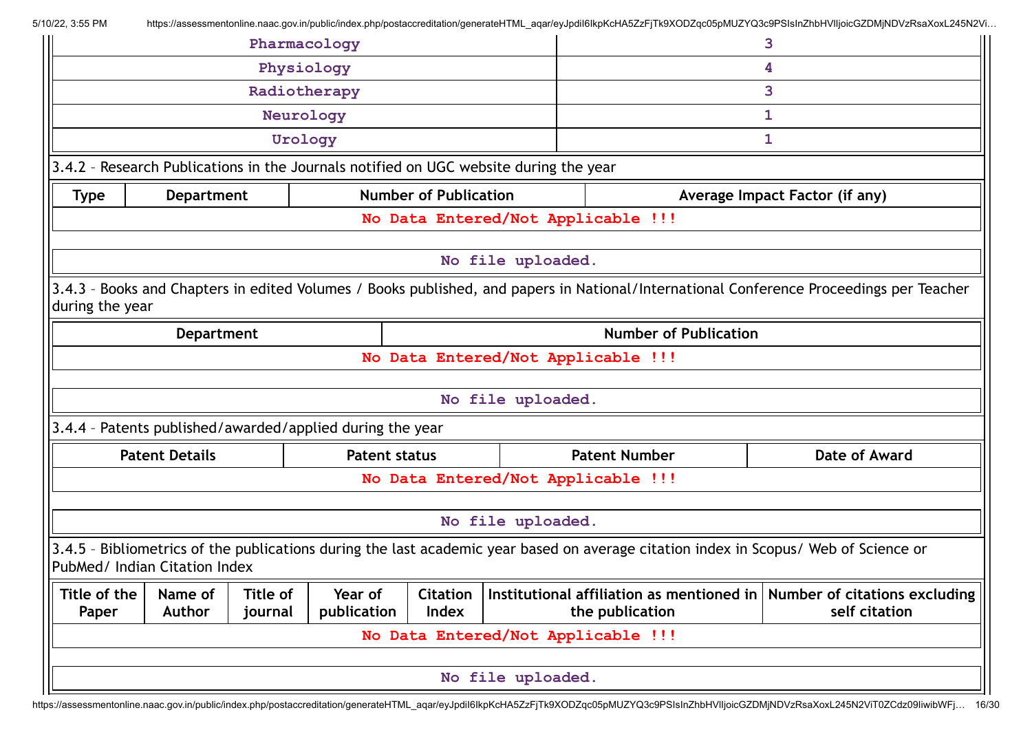| Pharmacology | 3 |
|---|---|
| Physiology | 4 |
| Radiotherapy | 3 |
| Neurology | 1 |
| Urology | 1 |

3.4.2 – Research Publications in the Journals notified on UGC website during the year

| Type | Department | Number of Publication | Average Impact Factor (if any) |
|---|---|---|---|
| No Data Entered/Not Applicable !!! | | | |

No file uploaded.

3.4.3 – Books and Chapters in edited Volumes / Books published, and papers in National/International Conference Proceedings per Teacher during the year

| Department | Number of Publication |
|---|---|
| No Data Entered/Not Applicable !!! | |

No file uploaded.

3.4.4 – Patents published/awarded/applied during the year

| Patent Details | Patent status | Patent Number | Date of Award |
|---|---|---|---|
| No Data Entered/Not Applicable !!! | | | |

No file uploaded.

3.4.5 – Bibliometrics of the publications during the last academic year based on average citation index in Scopus/ Web of Science or PubMed/ Indian Citation Index

| Title of the Paper | Name of Author | Title of journal | Year of publication | Citation Index | Institutional affiliation as mentioned in the publication | Number of citations excluding self citation |
|---|---|---|---|---|---|---|
| No Data Entered/Not Applicable !!! | | | | | | |

No file uploaded.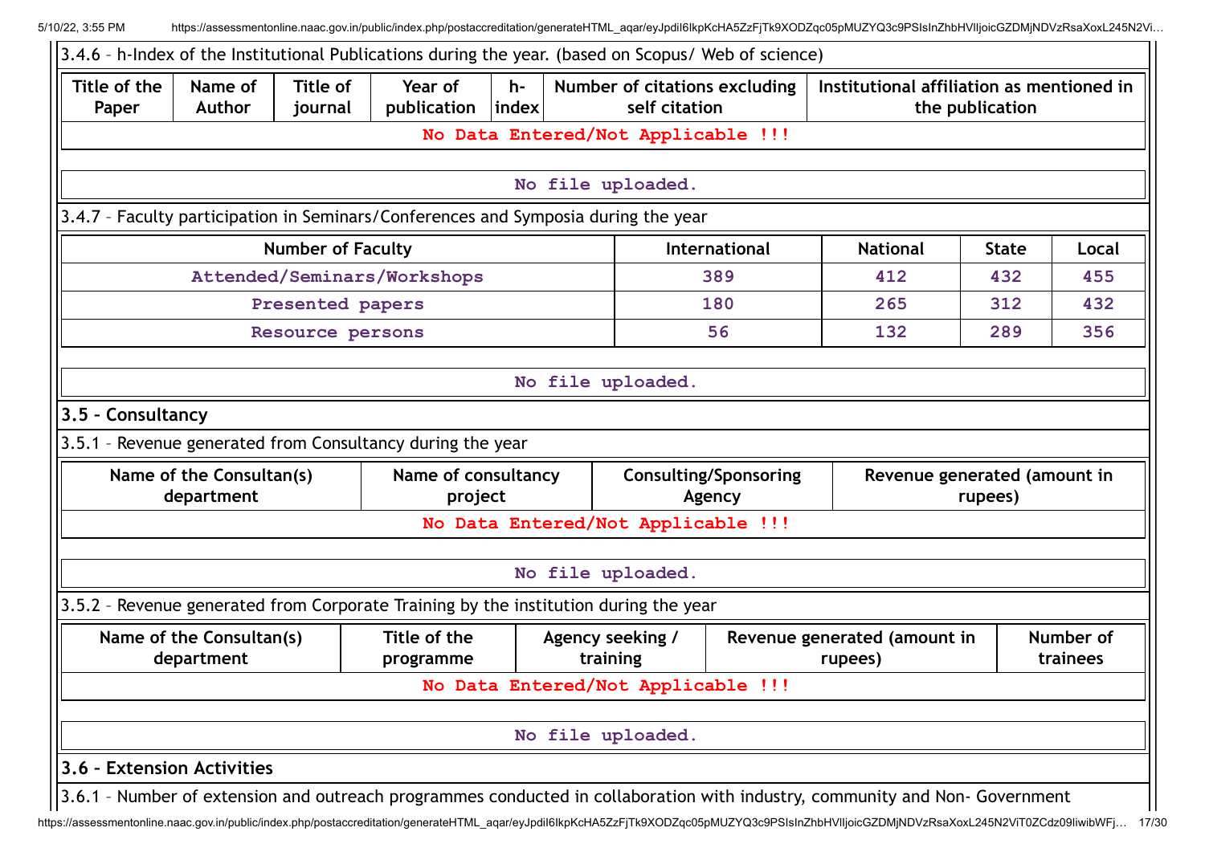3.4.6 – h-Index of the Institutional Publications during the year. (based on Scopus/ Web of science)

| Title of the Paper | Name of Author | Title of journal | Year of publication | h-index | Number of citations excluding self citation | Institutional affiliation as mentioned in the publication |
|---|---|---|---|---|---|---|
| No Data Entered/Not Applicable !!! | | | | | | |

No file uploaded.

3.4.7 – Faculty participation in Seminars/Conferences and Symposia during the year

| Number of Faculty | International | National | State | Local |
|---|---|---|---|---|
| Attended/Seminars/Workshops | 389 | 412 | 432 | 455 |
| Presented papers | 180 | 265 | 312 | 432 |
| Resource persons | 56 | 132 | 289 | 356 |

No file uploaded.

### 3.5 – Consultancy

3.5.1 – Revenue generated from Consultancy during the year

| Name of the Consultan(s) department | Name of consultancy project | Consulting/Sponsoring Agency | Revenue generated (amount in rupees) |
|---|---|---|---|
| No Data Entered/Not Applicable !!! | | | |

No file uploaded.

3.5.2 – Revenue generated from Corporate Training by the institution during the year

| Name of the Consultan(s) department | Title of the programme | Agency seeking / training | Revenue generated (amount in rupees) | Number of trainees |
|---|---|---|---|---|
| No Data Entered/Not Applicable !!! | | | | |

No file uploaded.

### 3.6 – Extension Activities

3.6.1 – Number of extension and outreach programmes conducted in collaboration with industry, community and Non- Government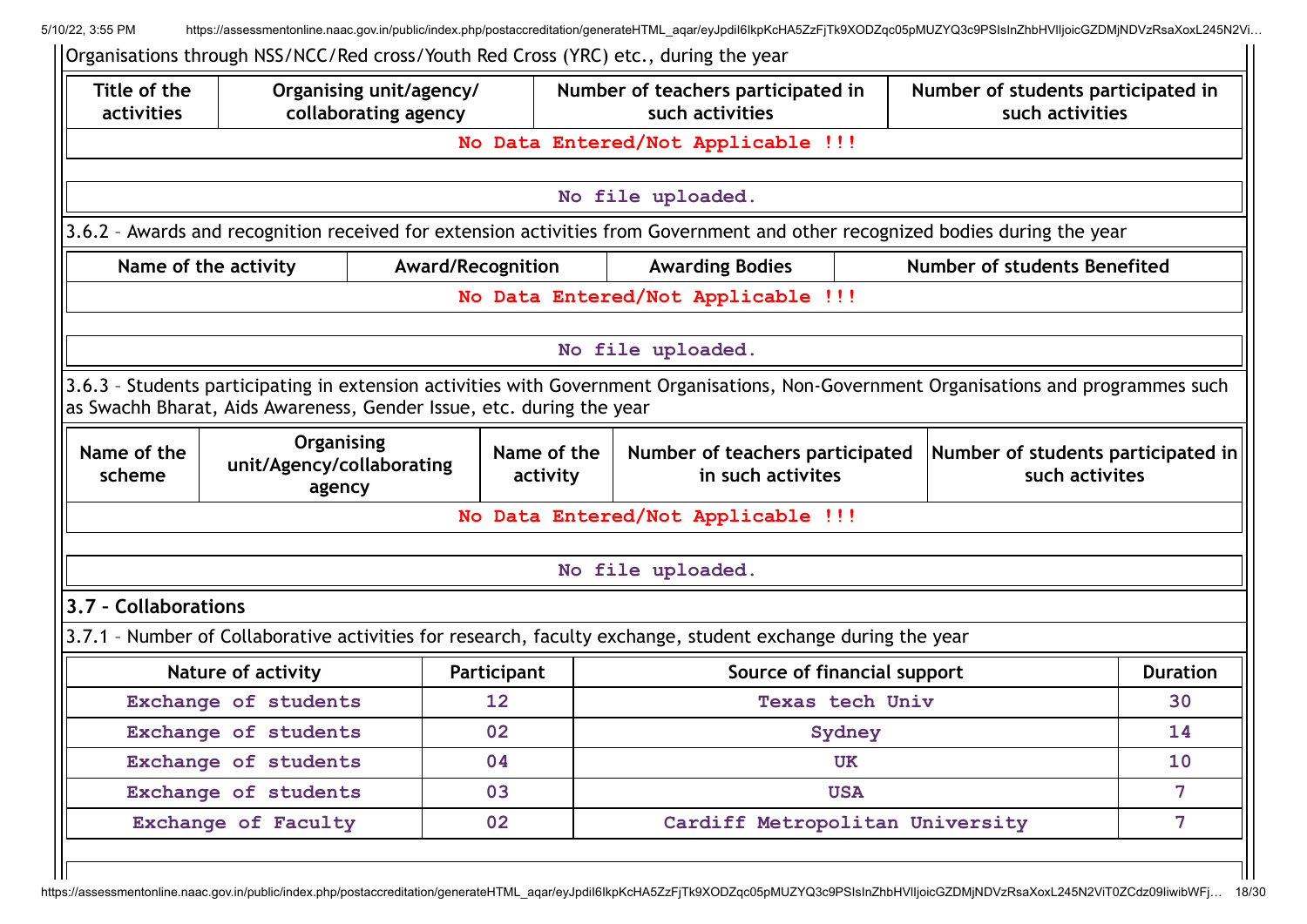Organisations through NSS/NCC/Red cross/Youth Red Cross (YRC) etc., during the year

| Title of the activities | Organising unit/agency/ collaborating agency | Number of teachers participated in such activities | Number of students participated in such activities |
|---|---|---|---|
| No Data Entered/Not Applicable !!! | | | |

No file uploaded.

3.6.2 – Awards and recognition received for extension activities from Government and other recognized bodies during the year

| Name of the activity | Award/Recognition | Awarding Bodies | Number of students Benefited |
|---|---|---|---|
| No Data Entered/Not Applicable !!! | | | |

No file uploaded.

3.6.3 – Students participating in extension activities with Government Organisations, Non-Government Organisations and programmes such as Swachh Bharat, Aids Awareness, Gender Issue, etc. during the year

| Name of the scheme | Organising unit/Agency/collaborating agency | Name of the activity | Number of teachers participated in such activites | Number of students participated in such activites |
|---|---|---|---|---|
| No Data Entered/Not Applicable !!! | | | | |

No file uploaded.

### 3.7 – Collaborations

3.7.1 – Number of Collaborative activities for research, faculty exchange, student exchange during the year

| Nature of activity | Participant | Source of financial support | Duration |
|---|---|---|---|
| Exchange of students | 12 | Texas tech Univ | 30 |
| Exchange of students | 02 | Sydney | 14 |
| Exchange of students | 04 | UK | 10 |
| Exchange of students | 03 | USA | 7 |
| Exchange of Faculty | 02 | Cardiff Metropolitan University | 7 |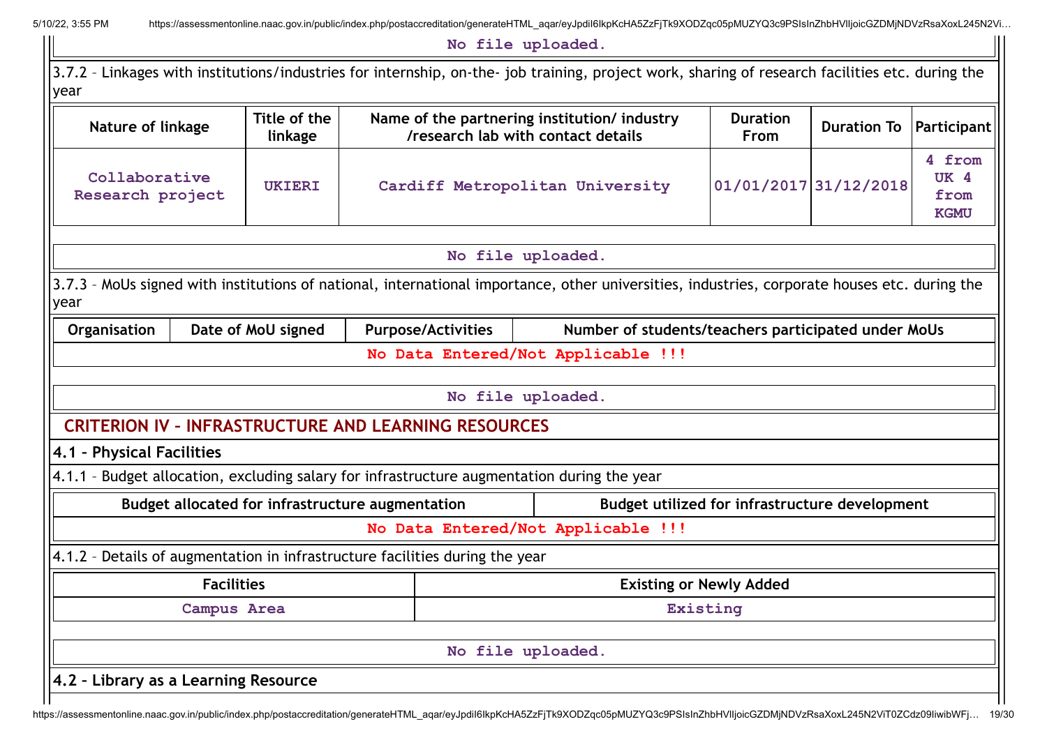No file uploaded.

3.7.2 – Linkages with institutions/industries for internship, on-the- job training, project work, sharing of research facilities etc. during the year

| Nature of linkage | Title of the linkage | Name of the partnering institution/ industry /research lab with contact details | Duration From | Duration To | Participant |
|---|---|---|---|---|---|
| Collaborative Research project | UKIERI | Cardiff Metropolitan University | 01/01/2017 | 31/12/2018 | 4 from UK 4 from KGMU |

No file uploaded.

3.7.3 – MoUs signed with institutions of national, international importance, other universities, industries, corporate houses etc. during the year

| Organisation | Date of MoU signed | Purpose/Activities | Number of students/teachers participated under MoUs |
|---|---|---|---|
| No Data Entered/Not Applicable !!! | | | |

No file uploaded.

## CRITERION IV – INFRASTRUCTURE AND LEARNING RESOURCES

### 4.1 – Physical Facilities

4.1.1 – Budget allocation, excluding salary for infrastructure augmentation during the year

| Budget allocated for infrastructure augmentation | Budget utilized for infrastructure development |
|---|---|
| No Data Entered/Not Applicable !!! | |

4.1.2 – Details of augmentation in infrastructure facilities during the year

| Facilities | Existing or Newly Added |
|---|---|
| Campus Area | Existing |

No file uploaded.

### 4.2 – Library as a Learning Resource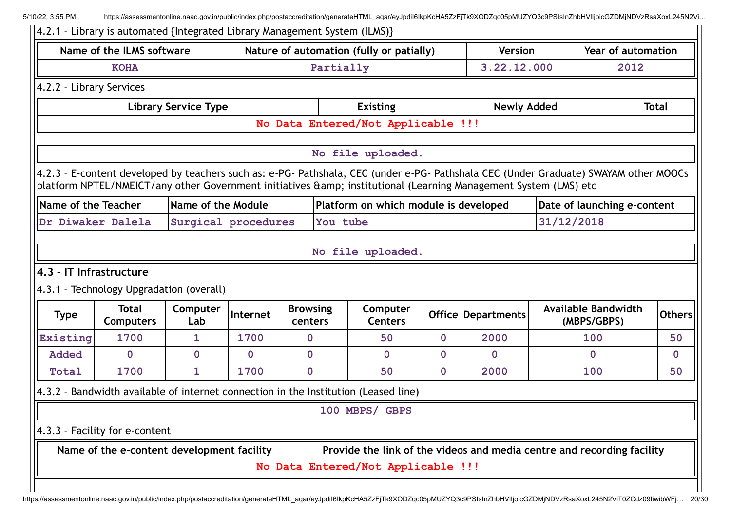4.2.1 – Library is automated {Integrated Library Management System (ILMS)}

| Name of the ILMS software | Nature of automation (fully or patially) | Version | Year of automation |
|---|---|---|---|
| KOHA | Partially | 3.22.12.000 | 2012 |

4.2.2 – Library Services

| Library Service Type | Existing | Newly Added | Total |
|---|---|---|---|
| No Data Entered/Not Applicable !!! | | | |

No file uploaded.

4.2.3 – E-content developed by teachers such as: e-PG- Pathshala, CEC (under e-PG- Pathshala CEC (Under Graduate) SWAYAM other MOOCs platform NPTEL/NMEICT/any other Government initiatives &amp; institutional (Learning Management System (LMS) etc

| Name of the Teacher | Name of the Module | Platform on which module is developed | Date of launching e-content |
|---|---|---|---|
| Dr Diwaker Dalela | Surgical procedures | You tube | 31/12/2018 |

No file uploaded.

### 4.3 - IT Infrastructure

4.3.1 – Technology Upgradation (overall)

| Type | Total Computers | Computer Lab | Internet | Browsing centers | Computer Centers | Office | Departments | Available Bandwidth (MBPS/GBPS) | Others |
|---|---|---|---|---|---|---|---|---|---|
| Existing | 1700 | 1 | 1700 | 0 | 50 | 0 | 2000 | 100 | 50 |
| Added | 0 | 0 | 0 | 0 | 0 | 0 | 0 | 0 | 0 |
| Total | 1700 | 1 | 1700 | 0 | 50 | 0 | 2000 | 100 | 50 |

4.3.2 – Bandwidth available of internet connection in the Institution (Leased line)

100 MBPS/ GBPS

4.3.3 – Facility for e-content

| Name of the e-content development facility | Provide the link of the videos and media centre and recording facility |
|---|---|
| No Data Entered/Not Applicable !!! | |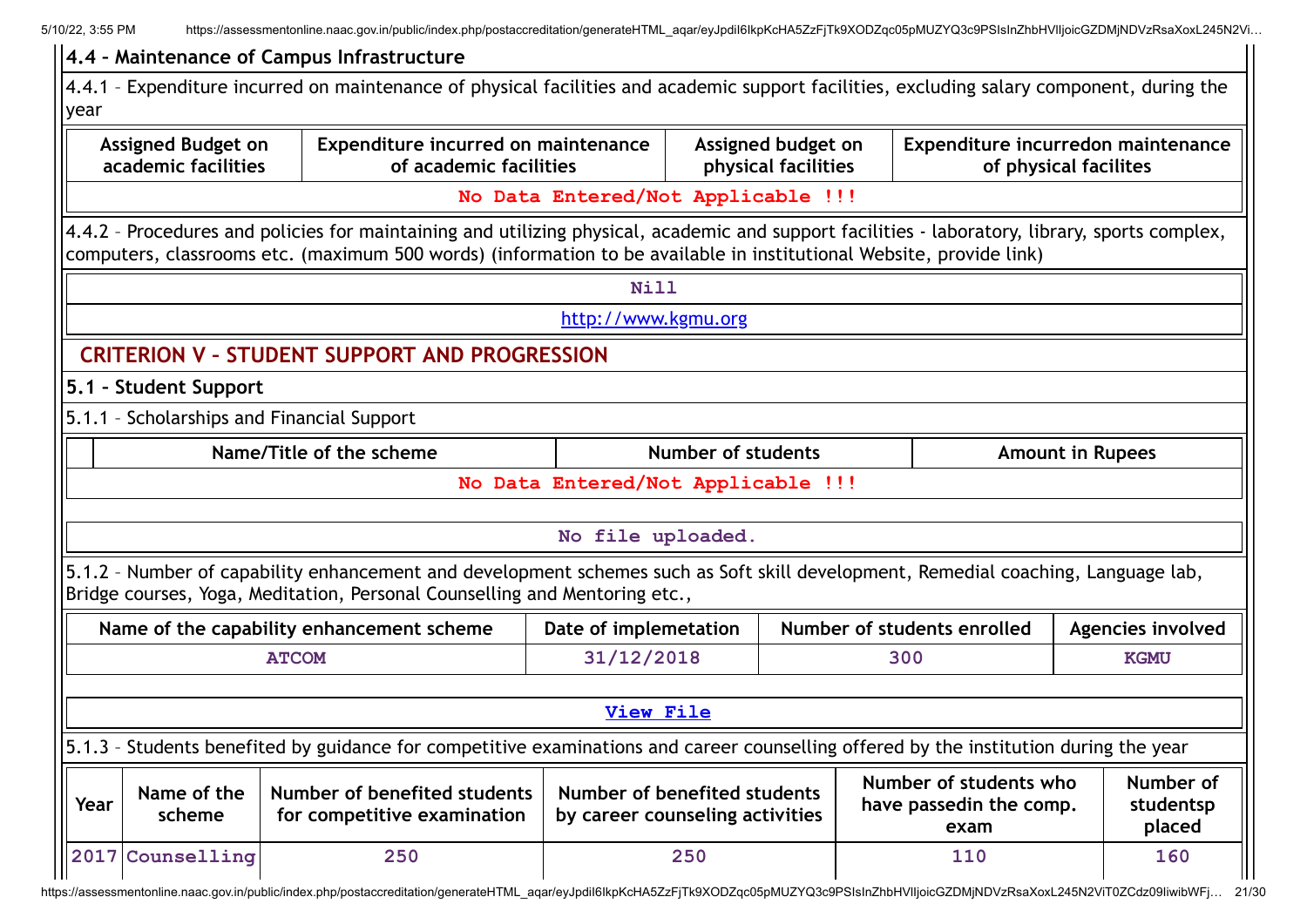### 4.4 – Maintenance of Campus Infrastructure

4.4.1 – Expenditure incurred on maintenance of physical facilities and academic support facilities, excluding salary component, during the year

| Assigned Budget on academic facilities | Expenditure incurred on maintenance of academic facilities | Assigned budget on physical facilities | Expenditure incurredon maintenance of physical facilites |
|---|---|---|---|
| No Data Entered/Not Applicable !!! | | | |

4.4.2 – Procedures and policies for maintaining and utilizing physical, academic and support facilities - laboratory, library, sports complex, computers, classrooms etc. (maximum 500 words) (information to be available in institutional Website, provide link)

Nill

http://www.kgmu.org

## CRITERION V – STUDENT SUPPORT AND PROGRESSION

### 5.1 – Student Support

5.1.1 – Scholarships and Financial Support

| | Name/Title of the scheme | Number of students | Amount in Rupees |
|---|---|---|---|
| No Data Entered/Not Applicable !!! | | | |

No file uploaded.

5.1.2 – Number of capability enhancement and development schemes such as Soft skill development, Remedial coaching, Language lab, Bridge courses, Yoga, Meditation, Personal Counselling and Mentoring etc.,

| Name of the capability enhancement scheme | Date of implemetation | Number of students enrolled | Agencies involved |
|---|---|---|---|
| ATCOM | 31/12/2018 | 300 | KGMU |

View File

5.1.3 – Students benefited by guidance for competitive examinations and career counselling offered by the institution during the year

| Year | Name of the scheme | Number of benefited students for competitive examination | Number of benefited students by career counseling activities | Number of students who have passedin the comp. exam | Number of studentsp placed |
|---|---|---|---|---|---|
| 2017 | Counselling | 250 | 250 | 110 | 160 |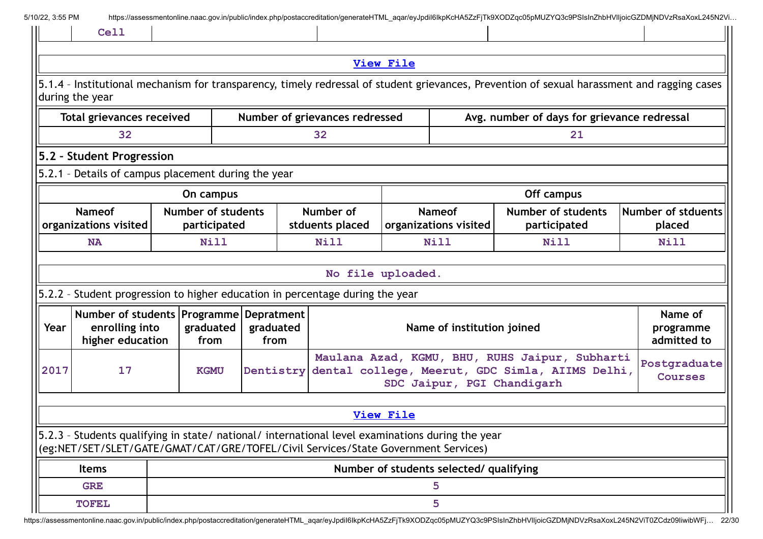| | Cell | | | | |
|---|---|---|---|---|---|

View File

5.1.4 – Institutional mechanism for transparency, timely redressal of student grievances, Prevention of sexual harassment and ragging cases during the year

| Total grievances received | Number of grievances redressed | Avg. number of days for grievance redressal |
|---|---|---|
| 32 | 32 | 21 |

## 5.2 – Student Progression

5.2.1 – Details of campus placement during the year

| On campus | | | Off campus | | |
|---|---|---|---|---|---|
| Nameof organizations visited | Number of students participated | Number of stduents placed | Nameof organizations visited | Number of students participated | Number of stduents placed |
| NA | Nill | Nill | Nill | Nill | Nill |

No file uploaded.

5.2.2 – Student progression to higher education in percentage during the year

| Year | Number of students enrolling into higher education | Programme graduated from | Depratment graduated from | Name of institution joined | Name of programme admitted to |
|---|---|---|---|---|---|
| 2017 | 17 | KGMU | Dentistry | Maulana Azad, KGMU, BHU, RUHS Jaipur, Subharti dental college, Meerut, GDC Simla, AIIMS Delhi, SDC Jaipur, PGI Chandigarh | Postgraduate Courses |

View File

5.2.3 – Students qualifying in state/ national/ international level examinations during the year (eg:NET/SET/SLET/GATE/GMAT/CAT/GRE/TOFEL/Civil Services/State Government Services)

| Items | Number of students selected/ qualifying |
|---|---|
| GRE | 5 |
| TOFEL | 5 |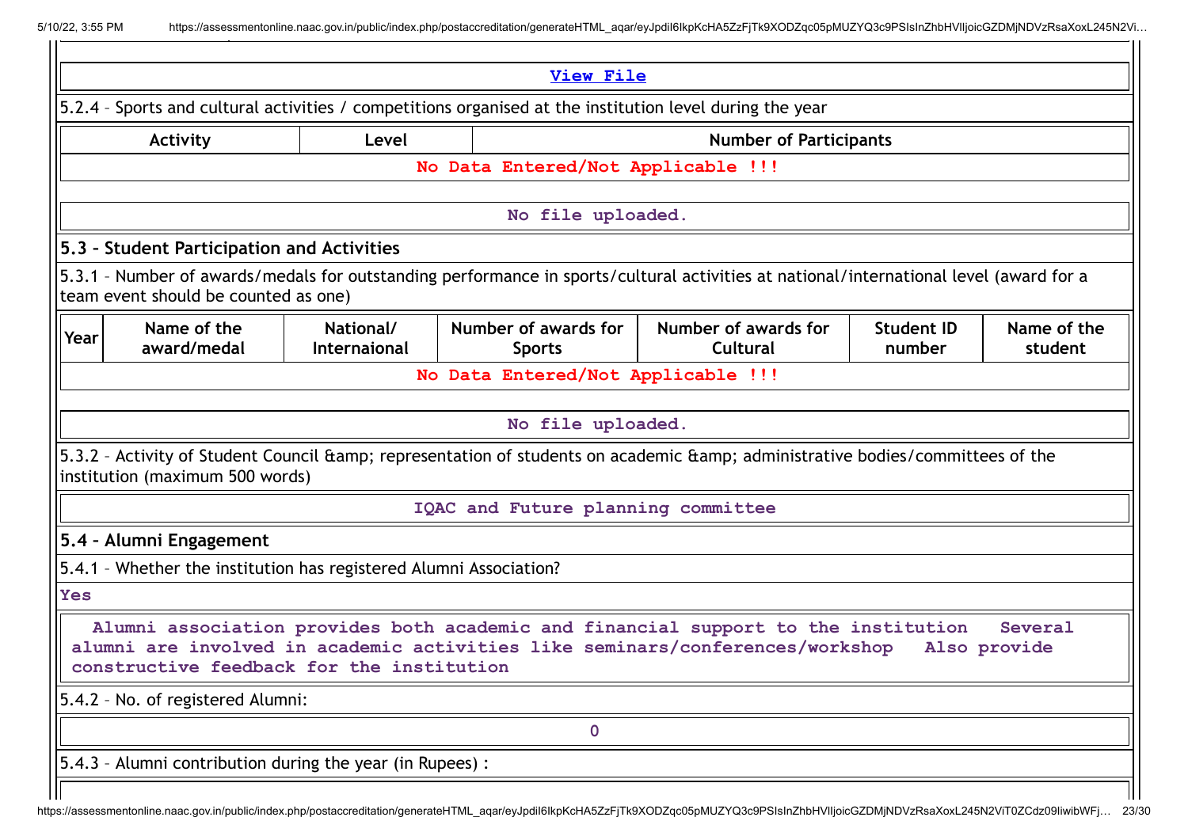View File

5.2.4 – Sports and cultural activities / competitions organised at the institution level during the year

| Activity | Level | Number of Participants |
|---|---|---|
| No Data Entered/Not Applicable !!! | | |

No file uploaded.

## 5.3 – Student Participation and Activities

5.3.1 – Number of awards/medals for outstanding performance in sports/cultural activities at national/international level (award for a team event should be counted as one)

| Year | Name of the award/medal | National/ Internaional | Number of awards for Sports | Number of awards for Cultural | Student ID number | Name of the student |
|---|---|---|---|---|---|---|
| No Data Entered/Not Applicable !!! | | | | | | |

No file uploaded.

5.3.2 – Activity of Student Council &amp; representation of students on academic &amp; administrative bodies/committees of the institution (maximum 500 words)

IQAC and Future planning committee

## 5.4 – Alumni Engagement

5.4.1 – Whether the institution has registered Alumni Association?

**Yes**

Alumni association provides both academic and financial support to the institution Several alumni are involved in academic activities like seminars/conferences/workshop Also provide constructive feedback for the institution

5.4.2 – No. of registered Alumni:

0

5.4.3 – Alumni contribution during the year (in Rupees) :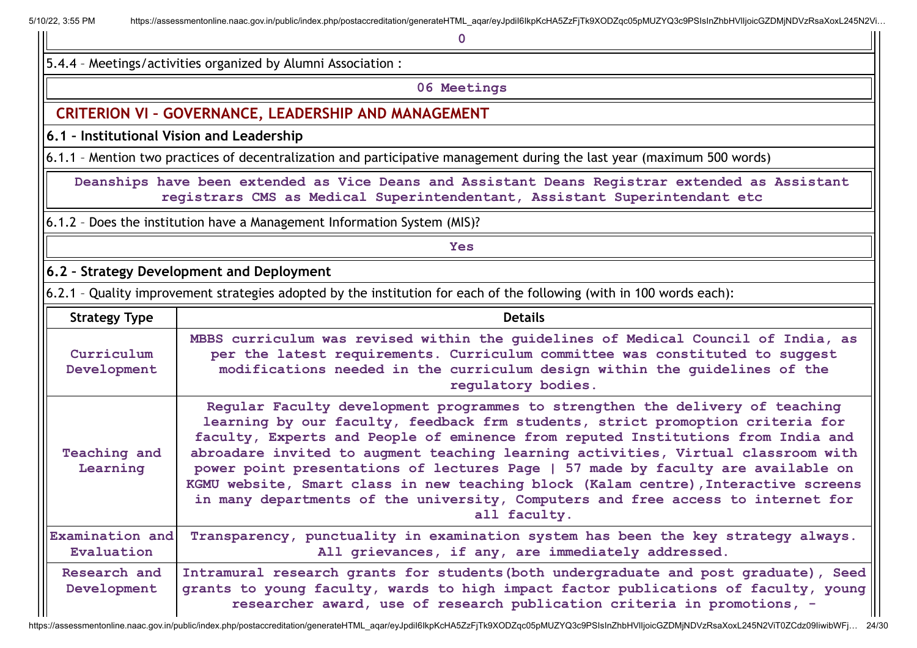0

5.4.4 – Meetings/activities organized by Alumni Association :

**06 Meetings**

## CRITERION VI – GOVERNANCE, LEADERSHIP AND MANAGEMENT

### 6.1 – Institutional Vision and Leadership

6.1.1 – Mention two practices of decentralization and participative management during the last year (maximum 500 words)

Deanships have been extended as Vice Deans and Assistant Deans Registrar extended as Assistant registrars CMS as Medical Superintendentant, Assistant Superintendant etc

6.1.2 – Does the institution have a Management Information System (MIS)?

Yes

### 6.2 – Strategy Development and Deployment

6.2.1 – Quality improvement strategies adopted by the institution for each of the following (with in 100 words each):

| Strategy Type | Details |
|---|---|
| Curriculum Development | MBBS curriculum was revised within the guidelines of Medical Council of India, as per the latest requirements. Curriculum committee was constituted to suggest modifications needed in the curriculum design within the guidelines of the regulatory bodies. |
| Teaching and Learning | Regular Faculty development programmes to strengthen the delivery of teaching learning by our faculty, feedback frm students, strict promoption criteria for faculty, Experts and People of eminence from reputed Institutions from India and abroadare invited to augment teaching learning activities, Virtual classroom with power point presentations of lectures Page \| 57 made by faculty are available on KGMU website, Smart class in new teaching block (Kalam centre),Interactive screens in many departments of the university, Computers and free access to internet for all faculty. |
| Examination and Evaluation | Transparency, punctuality in examination system has been the key strategy always. All grievances, if any, are immediately addressed. |
| Research and Development | Intramural research grants for students(both undergraduate and post graduate), Seed grants to young faculty, wards to high impact factor publications of faculty, young researcher award, use of research publication criteria in promotions, - |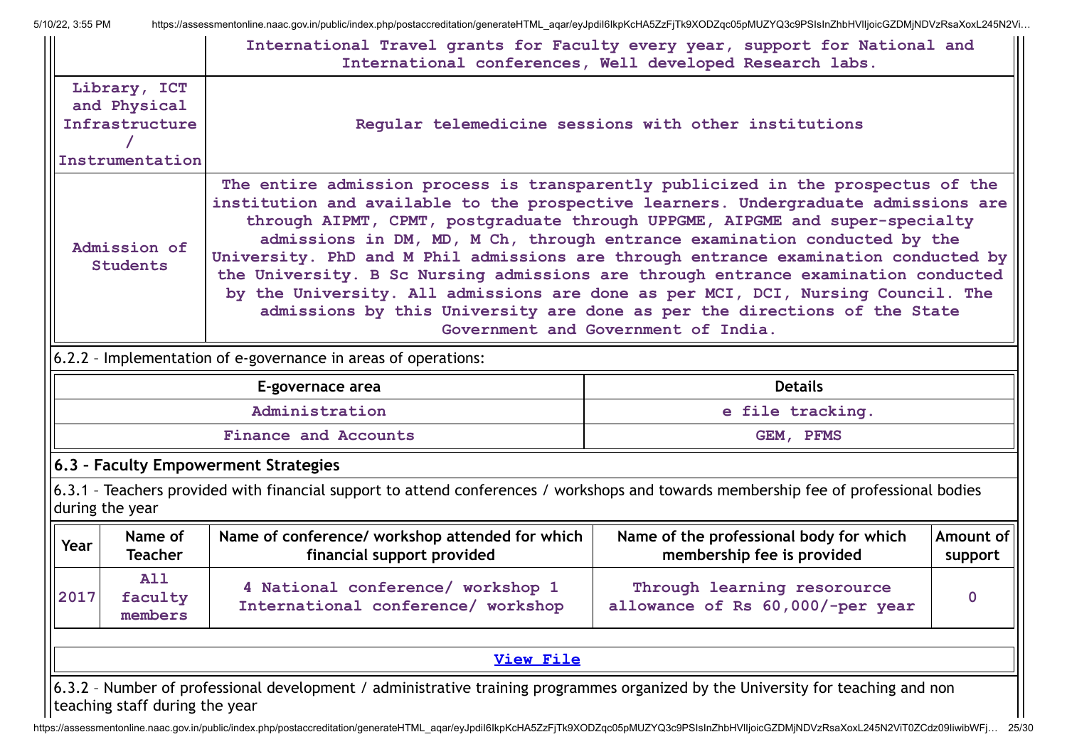| | |
|---|---|
| | International Travel grants for Faculty every year, support for National and International conferences, Well developed Research labs. |
| Library, ICT and Physical Infrastructure / Instrumentation | Regular telemedicine sessions with other institutions |
| Admission of Students | The entire admission process is transparently publicized in the prospectus of the institution and available to the prospective learners. Undergraduate admissions are through AIPMT, CPMT, postgraduate through UPPGME, AIPGME and super-specialty admissions in DM, MD, M Ch, through entrance examination conducted by the University. PhD and M Phil admissions are through entrance examination conducted by the University. B Sc Nursing admissions are through entrance examination conducted by the University. All admissions are done as per MCI, DCI, Nursing Council. The admissions by this University are done as per the directions of the State Government and Government of India. |

6.2.2 – Implementation of e-governance in areas of operations:

| E-governance area | Details |
|---|---|
| Administration | e file tracking. |
| Finance and Accounts | GEM, PFMS |

### 6.3 – Faculty Empowerment Strategies

6.3.1 – Teachers provided with financial support to attend conferences / workshops and towards membership fee of professional bodies during the year

| Year | Name of Teacher | Name of conference/ workshop attended for which financial support provided | Name of the professional body for which membership fee is provided | Amount of support |
|---|---|---|---|---|
| 2017 | All faculty members | 4 National conference/ workshop 1 International conference/ workshop | Through learning resorource allowance of Rs 60,000/-per year | 0 |

[View File]

6.3.2 – Number of professional development / administrative training programmes organized by the University for teaching and non teaching staff during the year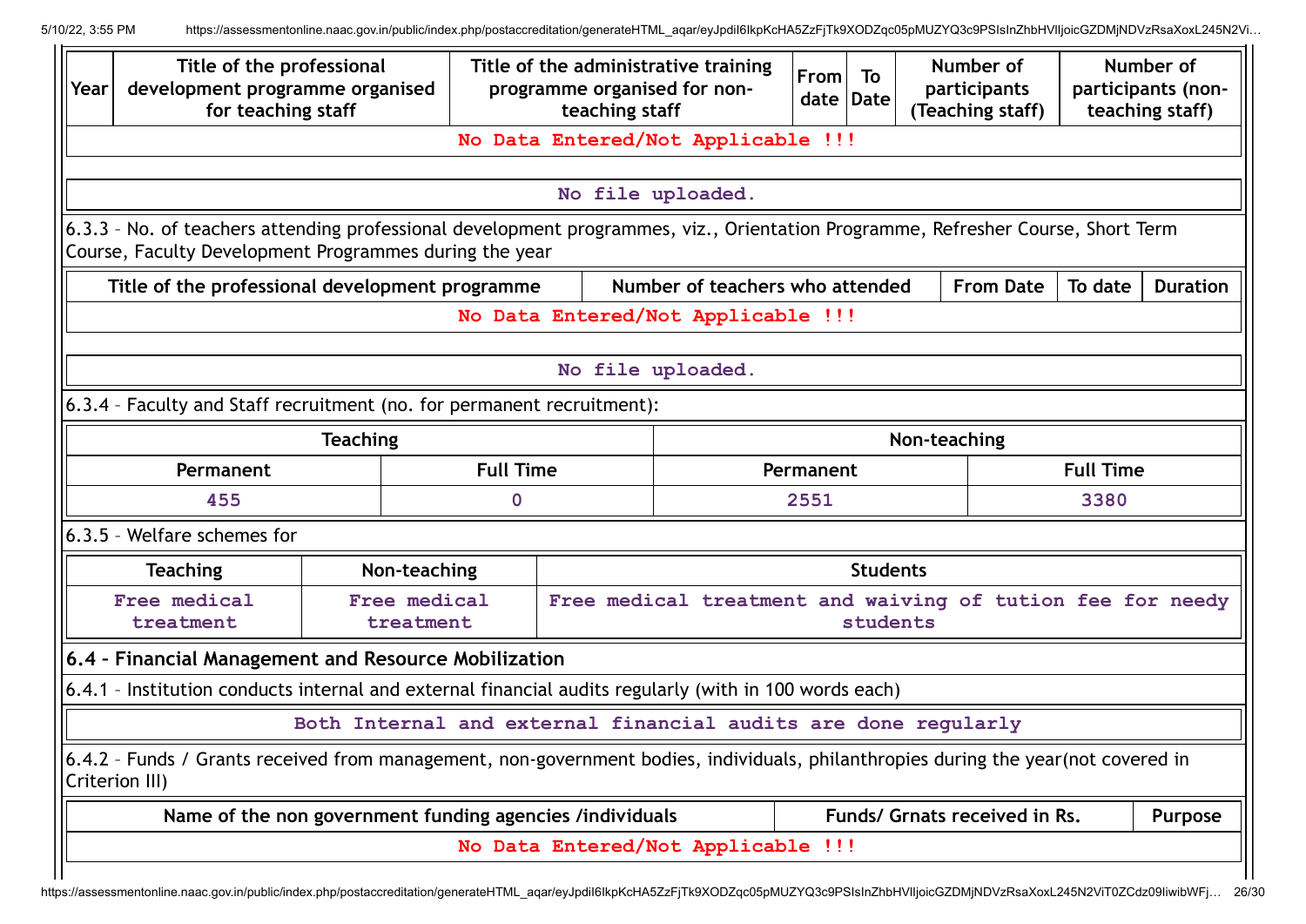| Year | Title of the professional development programme organised for teaching staff | Title of the administrative training programme organised for non-teaching staff | From date | To Date | Number of participants (Teaching staff) | Number of participants (non-teaching staff) |
|---|---|---|---|---|---|---|
| No Data Entered/Not Applicable !!! | | | | | | |

No file uploaded.

6.3.3 – No. of teachers attending professional development programmes, viz., Orientation Programme, Refresher Course, Short Term Course, Faculty Development Programmes during the year

| Title of the professional development programme | Number of teachers who attended | From Date | To date | Duration |
|---|---|---|---|---|
| No Data Entered/Not Applicable !!! | | | | |

No file uploaded.

6.3.4 – Faculty and Staff recruitment (no. for permanent recruitment):

| Teaching | | Non-teaching | |
|---|---|---|---|
| Permanent | Full Time | Permanent | Full Time |
| 455 | 0 | 2551 | 3380 |

6.3.5 – Welfare schemes for

| Teaching | Non-teaching | Students |
|---|---|---|
| Free medical treatment | Free medical treatment | Free medical treatment and waiving of tution fee for needy students |

## 6.4 – Financial Management and Resource Mobilization

6.4.1 – Institution conducts internal and external financial audits regularly (with in 100 words each)

Both Internal and external financial audits are done regularly

6.4.2 – Funds / Grants received from management, non-government bodies, individuals, philanthropies during the year(not covered in Criterion III)

| Name of the non government funding agencies /individuals | Funds/ Grnats received in Rs. | Purpose |
|---|---|---|
| No Data Entered/Not Applicable !!! | | |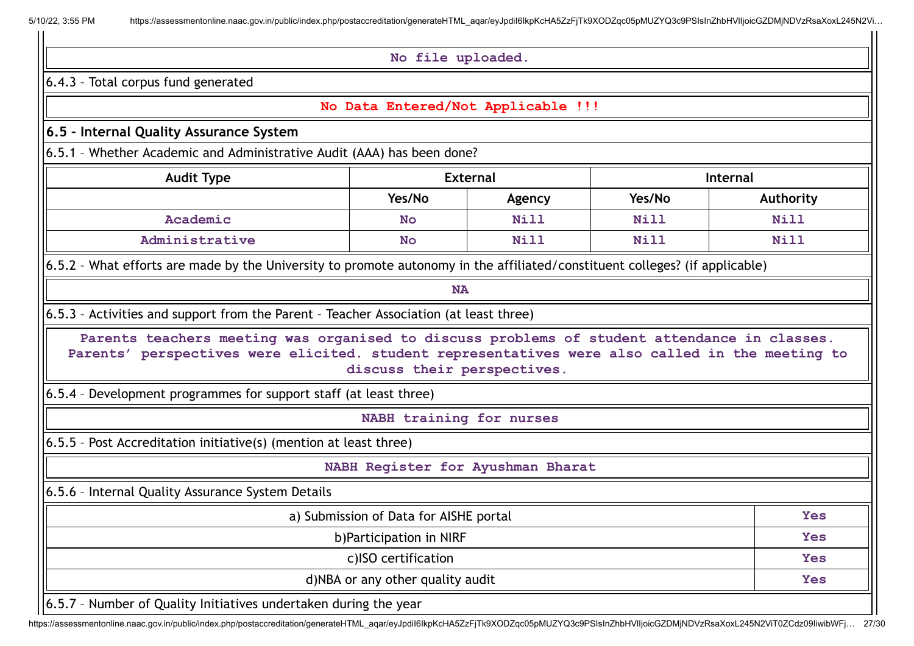No file uploaded.

6.4.3 – Total corpus fund generated

**No Data Entered/Not Applicable !!!**

### 6.5 – Internal Quality Assurance System

6.5.1 – Whether Academic and Administrative Audit (AAA) has been done?

| Audit Type | External | | Internal | |
|---|---|---|---|---|
| | Yes/No | Agency | Yes/No | Authority |
| Academic | No | Nill | Nill | Nill |
| Administrative | No | Nill | Nill | Nill |

6.5.2 – What efforts are made by the University to promote autonomy in the affiliated/constituent colleges? (if applicable)

NA

6.5.3 – Activities and support from the Parent – Teacher Association (at least three)

Parents teachers meeting was organised to discuss problems of student attendance in classes. Parents' perspectives were elicited. student representatives were also called in the meeting to discuss their perspectives.

6.5.4 – Development programmes for support staff (at least three)

NABH training for nurses

6.5.5 – Post Accreditation initiative(s) (mention at least three)

NABH Register for Ayushman Bharat

6.5.6 – Internal Quality Assurance System Details

| | |
|---|---|
| a) Submission of Data for AISHE portal | Yes |
| b)Participation in NIRF | Yes |
| c)ISO certification | Yes |
| d)NBA or any other quality audit | Yes |

6.5.7 – Number of Quality Initiatives undertaken during the year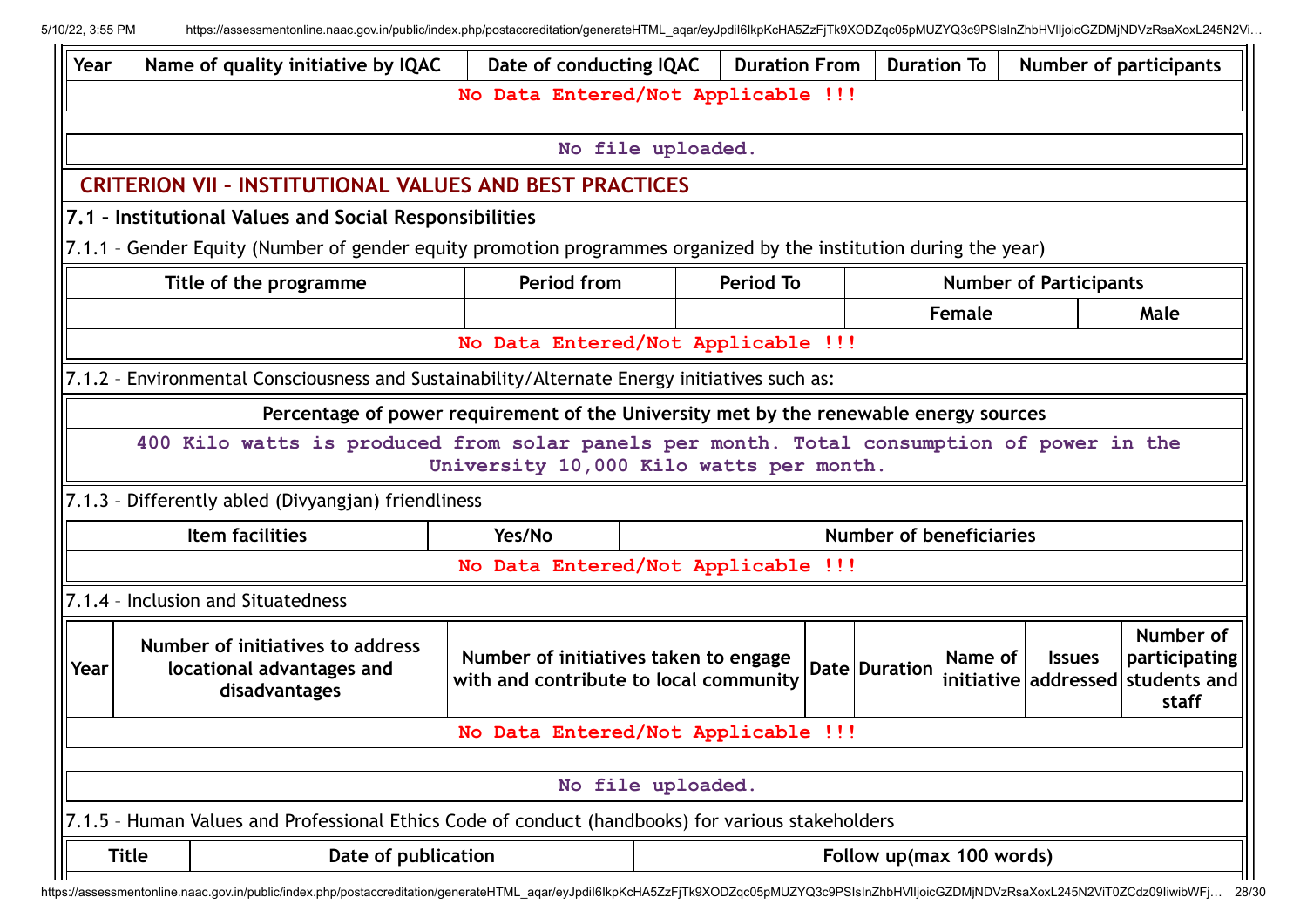| Year | Name of quality initiative by IQAC | Date of conducting IQAC | Duration From | Duration To | Number of participants |
|---|---|---|---|---|---|
| No Data Entered/Not Applicable !!! | | | | | |

No file uploaded.

## CRITERION VII – INSTITUTIONAL VALUES AND BEST PRACTICES

### 7.1 – Institutional Values and Social Responsibilities

7.1.1 – Gender Equity (Number of gender equity promotion programmes organized by the institution during the year)

| Title of the programme | Period from | Period To | Number of Participants | |
|---|---|---|---|---|
| | | | Female | Male |
| No Data Entered/Not Applicable !!! | | | | |

7.1.2 – Environmental Consciousness and Sustainability/Alternate Energy initiatives such as:

| Percentage of power requirement of the University met by the renewable energy sources |
|---|
| 400 Kilo watts is produced from solar panels per month. Total consumption of power in the University 10,000 Kilo watts per month. |

7.1.3 – Differently abled (Divyangjan) friendliness

| Item facilities | Yes/No | Number of beneficiaries |
|---|---|---|
| No Data Entered/Not Applicable !!! | | |

7.1.4 – Inclusion and Situatedness

| Year | Number of initiatives to address locational advantages and disadvantages | Number of initiatives taken to engage with and contribute to local community | Date | Duration | Name of initiative | Issues addressed | Number of participating students and staff |
|---|---|---|---|---|---|---|---|
| No Data Entered/Not Applicable !!! | | | | | | | |

No file uploaded.

7.1.5 – Human Values and Professional Ethics Code of conduct (handbooks) for various stakeholders

| Title | Date of publication | Follow up(max 100 words) |
|---|---|---|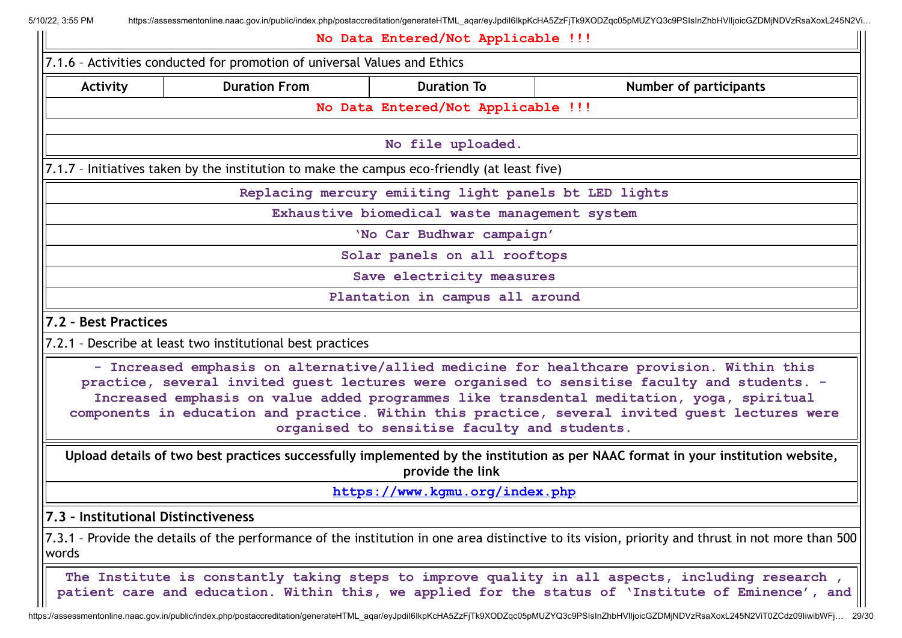No Data Entered/Not Applicable !!!

7.1.6 – Activities conducted for promotion of universal Values and Ethics

| Activity | Duration From | Duration To | Number of participants |
|---|---|---|---|
| No Data Entered/Not Applicable !!! | | | |

No file uploaded.

7.1.7 – Initiatives taken by the institution to make the campus eco-friendly (at least five)

Replacing mercury emiiting light panels bt LED lights

Exhaustive biomedical waste management system

'No Car Budhwar campaign'

Solar panels on all rooftops

Save electricity measures

Plantation in campus all around

## 7.2 – Best Practices

7.2.1 – Describe at least two institutional best practices

- Increased emphasis on alternative/allied medicine for healthcare provision. Within this practice, several invited guest lectures were organised to sensitise faculty and students. - Increased emphasis on value added programmes like transdental meditation, yoga, spiritual components in education and practice. Within this practice, several invited guest lectures were organised to sensitise faculty and students.

**Upload details of two best practices successfully implemented by the institution as per NAAC format in your institution website, provide the link**

https://www.kgmu.org/index.php

## 7.3 – Institutional Distinctiveness

7.3.1 – Provide the details of the performance of the institution in one area distinctive to its vision, priority and thrust in not more than 500 words

The Institute is constantly taking steps to improve quality in all aspects, including research , patient care and education. Within this, we applied for the status of 'Institute of Eminence', and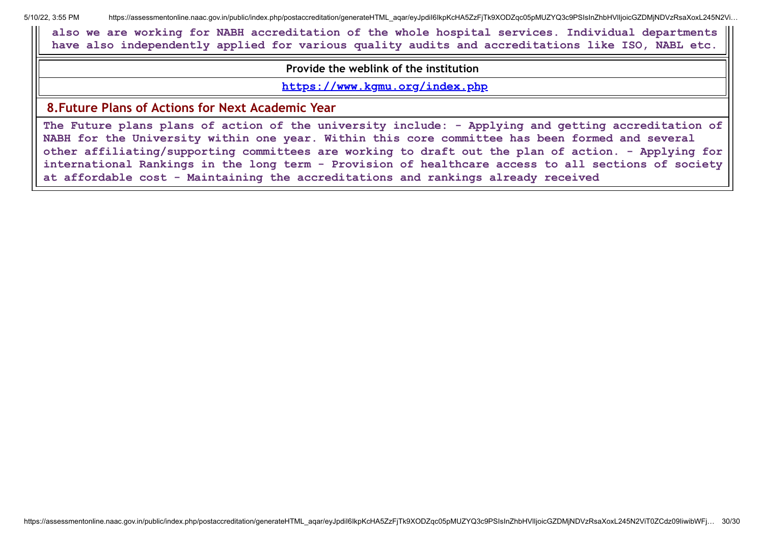also we are working for NABH accreditation of the whole hospital services. Individual departments have also independently applied for various quality audits and accreditations like ISO, NABL etc.

| Provide the weblink of the institution |
| --- |
| [https://www.kgmu.org/index.php](https://www.kgmu.org/index.php) |

## 8.Future Plans of Actions for Next Academic Year

The Future plans plans of action of the university include: - Applying and getting accreditation of NABH for the University within one year. Within this core committee has been formed and several other affiliating/supporting committees are working to draft out the plan of action. - Applying for international Rankings in the long term - Provision of healthcare access to all sections of society at affordable cost - Maintaining the accreditations and rankings already received